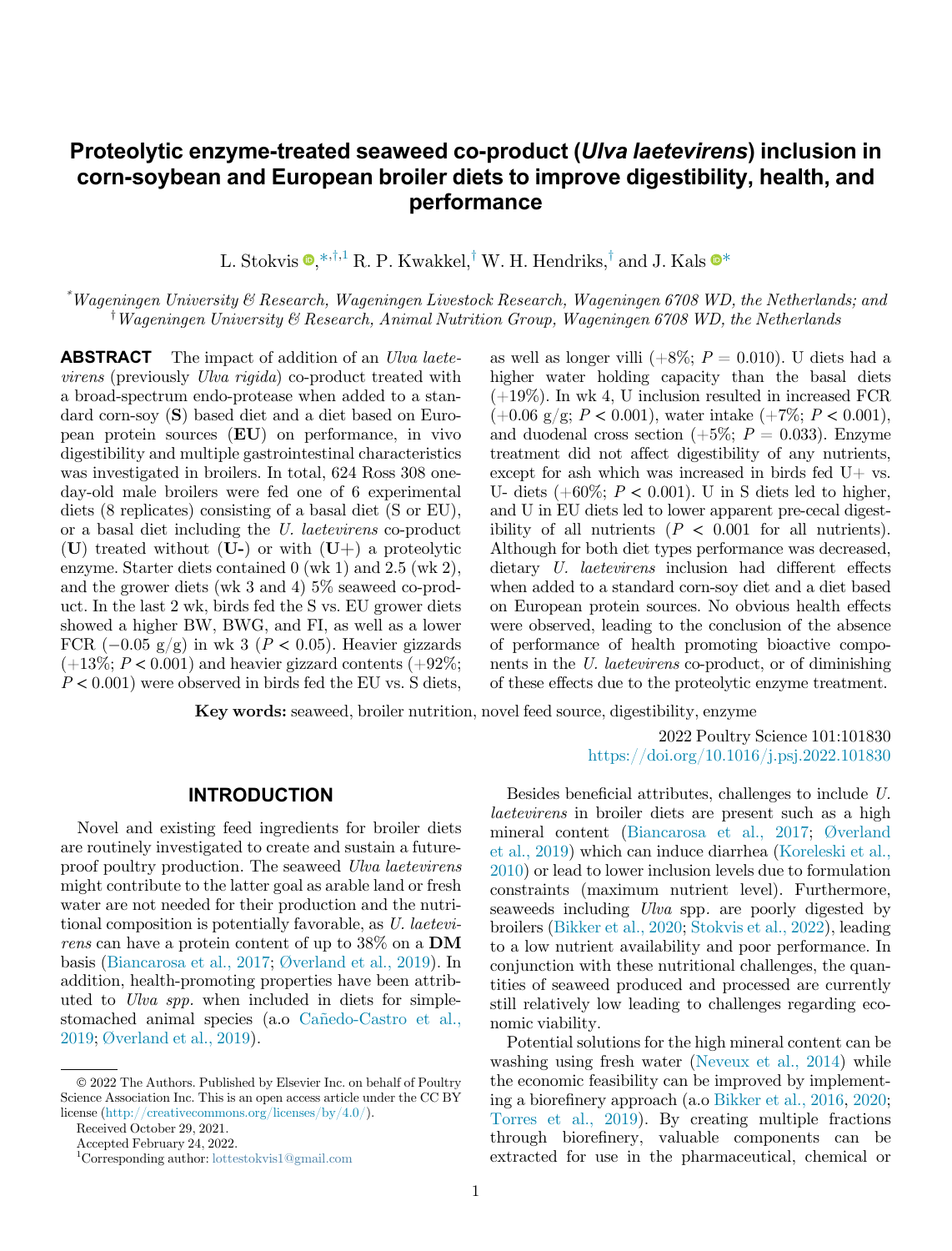# Proteolytic enzyme-treated seaweed co-product (*Ulva laetevirens*) inclusion in corn-soybean and European broiler diets to improve digestibility, health, and performance

L. Stokvis,[*,†,1] R. P. Kwakkel,[†] W. H. Hendriks,[†] and J. Kals[*]

[*]*Wageningen University & Research, Wageningen Livestock Research, Wageningen 6708 WD, the Netherlands; and*
[†]*Wageningen University & Research, Animal Nutrition Group, Wageningen 6708 WD, the Netherlands*

**ABSTRACT** The impact of addition of an *Ulva laetevirens* (previously *Ulva rigida*) co-product treated with a broad-spectrum endo-protease when added to a standard corn-soy (**S**) based diet and a diet based on European protein sources (**EU**) on performance, in vivo digestibility and multiple gastrointestinal characteristics was investigated in broilers. In total, 624 Ross 308 one-day-old male broilers were fed one of 6 experimental diets (8 replicates) consisting of a basal diet (S or EU), or a basal diet including the *U. laetevirens* co-product (**U**) treated without (**U-**) or with (**U+**) a proteolytic enzyme. Starter diets contained 0 (wk 1) and 2.5 (wk 2), and the grower diets (wk 3 and 4) 5% seaweed co-product. In the last 2 wk, birds fed the S vs. EU grower diets showed a higher BW, BWG, and FI, as well as a lower FCR (−0.05 g/g) in wk 3 ($P < 0.05$). Heavier gizzards (+13%; $P < 0.001$) and heavier gizzard contents (+92%; $P < 0.001$) were observed in birds fed the EU vs. S diets, as well as longer villi (+8%; $P = 0.010$). U diets had a higher water holding capacity than the basal diets (+19%). In wk 4, U inclusion resulted in increased FCR (+0.06 g/g; $P < 0.001$), water intake (+7%; $P < 0.001$), and duodenal cross section (+5%; $P = 0.033$). Enzyme treatment did not affect digestibility of any nutrients, except for ash which was increased in birds fed U+ vs. U- diets (+60%; $P < 0.001$). U in S diets led to higher, and U in EU diets led to lower apparent pre-cecal digestibility of all nutrients ($P < 0.001$ for all nutrients). Although for both diet types performance was decreased, dietary *U. laetevirens* inclusion had different effects when added to a standard corn-soy diet and a diet based on European protein sources. No obvious health effects were observed, leading to the conclusion of the absence of performance of health promoting bioactive components in the *U. laetevirens* co-product, or of diminishing of these effects due to the proteolytic enzyme treatment.

**Key words:** seaweed, broiler nutrition, novel feed source, digestibility, enzyme

2022 Poultry Science 101:101830
https://doi.org/10.1016/j.psj.2022.101830

## INTRODUCTION

Novel and existing feed ingredients for broiler diets are routinely investigated to create and sustain a future-proof poultry production. The seaweed *Ulva laetevirens* might contribute to the latter goal as arable land or fresh water are not needed for their production and the nutritional composition is potentially favorable, as *U. laetevirens* can have a protein content of up to 38% on a **DM** basis (Biancarosa et al., 2017; Øverland et al., 2019). In addition, health-promoting properties have been attributed to *Ulva spp.* when included in diets for simple-stomached animal species (a.o Cañedo-Castro et al., 2019; Øverland et al., 2019).

Besides beneficial attributes, challenges to include *U. laetevirens* in broiler diets are present such as a high mineral content (Biancarosa et al., 2017; Øverland et al., 2019) which can induce diarrhea (Koreleski et al., 2010) or lead to lower inclusion levels due to formulation constraints (maximum nutrient level). Furthermore, seaweeds including *Ulva* spp. are poorly digested by broilers (Bikker et al., 2020; Stokvis et al., 2022), leading to a low nutrient availability and poor performance. In conjunction with these nutritional challenges, the quantities of seaweed produced and processed are currently still relatively low leading to challenges regarding economic viability.

Potential solutions for the high mineral content can be washing using fresh water (Neveux et al., 2014) while the economic feasibility can be improved by implementing a biorefinery approach (a.o Bikker et al., 2016, 2020; Torres et al., 2019). By creating multiple fractions through biorefinery, valuable components can be extracted for use in the pharmaceutical, chemical or

© 2022 The Authors. Published by Elsevier Inc. on behalf of Poultry Science Association Inc. This is an open access article under the CC BY license (http://creativecommons.org/licenses/by/4.0/).

Received October 29, 2021.

Accepted February 24, 2022.

[1]Corresponding author: lottestokvis1@gmail.com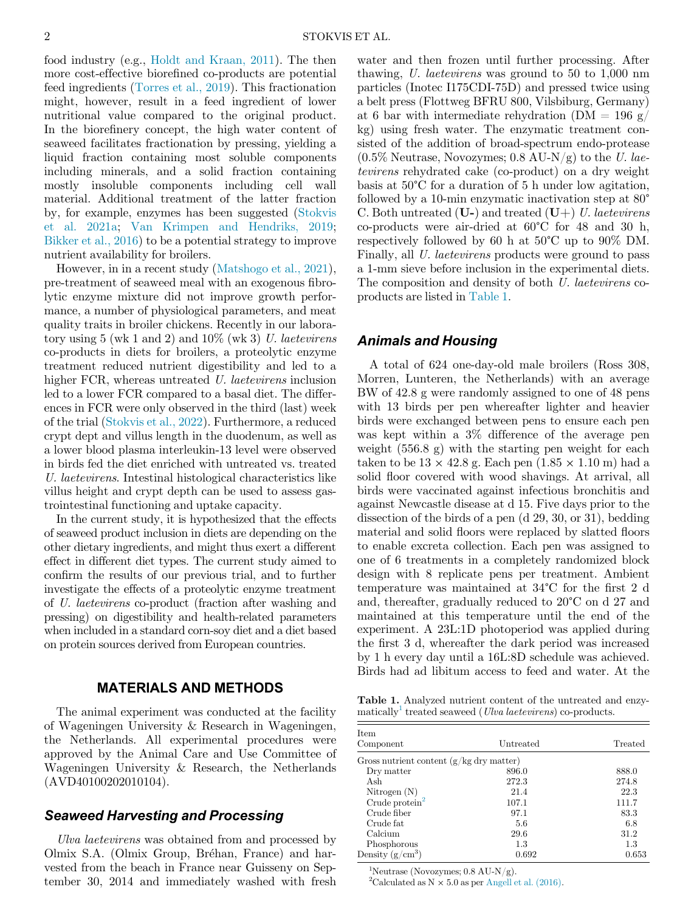food industry (e.g., Holdt and Kraan, 2011). The then more cost-effective biorefined co-products are potential feed ingredients (Torres et al., 2019). This fractionation might, however, result in a feed ingredient of lower nutritional value compared to the original product. In the biorefinery concept, the high water content of seaweed facilitates fractionation by pressing, yielding a liquid fraction containing most soluble components including minerals, and a solid fraction containing mostly insoluble components including cell wall material. Additional treatment of the latter fraction by, for example, enzymes has been suggested (Stokvis et al. 2021a; Van Krimpen and Hendriks, 2019; Bikker et al., 2016) to be a potential strategy to improve nutrient availability for broilers.

However, in in a recent study (Matshogo et al., 2021), pre-treatment of seaweed meal with an exogenous fibrolytic enzyme mixture did not improve growth performance, a number of physiological parameters, and meat quality traits in broiler chickens. Recently in our laboratory using 5 (wk 1 and 2) and 10% (wk 3) *U. laetevirens* co-products in diets for broilers, a proteolytic enzyme treatment reduced nutrient digestibility and led to a higher FCR, whereas untreated *U. laetevirens* inclusion led to a lower FCR compared to a basal diet. The differences in FCR were only observed in the third (last) week of the trial (Stokvis et al., 2022). Furthermore, a reduced crypt dept and villus length in the duodenum, as well as a lower blood plasma interleukin-13 level were observed in birds fed the diet enriched with untreated vs. treated *U. laetevirens*. Intestinal histological characteristics like villus height and crypt depth can be used to assess gastrointestinal functioning and uptake capacity.

In the current study, it is hypothesized that the effects of seaweed product inclusion in diets are depending on the other dietary ingredients, and might thus exert a different effect in different diet types. The current study aimed to confirm the results of our previous trial, and to further investigate the effects of a proteolytic enzyme treatment of *U. laetevirens* co-product (fraction after washing and pressing) on digestibility and health-related parameters when included in a standard corn-soy diet and a diet based on protein sources derived from European countries.

## MATERIALS AND METHODS

The animal experiment was conducted at the facility of Wageningen University & Research in Wageningen, the Netherlands. All experimental procedures were approved by the Animal Care and Use Committee of Wageningen University & Research, the Netherlands (AVD40100202010104).

### Seaweed Harvesting and Processing

*Ulva laetevirens* was obtained from and processed by Olmix S.A. (Olmix Group, Bréhan, France) and harvested from the beach in France near Guisseny on September 30, 2014 and immediately washed with fresh water and then frozen until further processing. After thawing, *U. laetevirens* was ground to 50 to 1,000 nm particles (Inotec I175CDI-75D) and pressed twice using a belt press (Flottweg BFRU 800, Vilsbiburg, Germany) at 6 bar with intermediate rehydration (DM = 196 g/kg) using fresh water. The enzymatic treatment consisted of the addition of broad-spectrum endo-protease (0.5% Neutrase, Novozymes; 0.8 AU-N/g) to the *U. laetevirens* rehydrated cake (co-product) on a dry weight basis at 50°C for a duration of 5 h under low agitation, followed by a 10-min enzymatic inactivation step at 80°C. Both untreated (**U-**) and treated (**U+**) *U. laetevirens* co-products were air-dried at 60°C for 48 and 30 h, respectively followed by 60 h at 50°C up to 90% DM. Finally, all *U. laetevirens* products were ground to pass a 1-mm sieve before inclusion in the experimental diets. The composition and density of both *U. laetevirens* co-products are listed in Table 1.

### Animals and Housing

A total of 624 one-day-old male broilers (Ross 308, Morren, Lunteren, the Netherlands) with an average BW of 42.8 g were randomly assigned to one of 48 pens with 13 birds per pen whereafter lighter and heavier birds were exchanged between pens to ensure each pen was kept within a 3% difference of the average pen weight (556.8 g) with the starting pen weight for each taken to be 13 × 42.8 g. Each pen (1.85 × 1.10 m) had a solid floor covered with wood shavings. At arrival, all birds were vaccinated against infectious bronchitis and against Newcastle disease at d 15. Five days prior to the dissection of the birds of a pen (d 29, 30, or 31), bedding material and solid floors were replaced by slatted floors to enable excreta collection. Each pen was assigned to one of 6 treatments in a completely randomized block design with 8 replicate pens per treatment. Ambient temperature was maintained at 34°C for the first 2 d and, thereafter, gradually reduced to 20°C on d 27 and maintained at this temperature until the end of the experiment. A 23L:1D photoperiod was applied during the first 3 d, whereafter the dark period was increased by 1 h every day until a 16L:8D schedule was achieved. Birds had ad libitum access to feed and water. At the

**Table 1.** Analyzed nutrient content of the untreated and enzymatically[1] treated seaweed (*Ulva laetevirens*) co-products.

| Item<br>Component | Untreated | Treated |
|---|---|---|
| Gross nutrient content (g/kg dry matter) | | |
| Dry matter | 896.0 | 888.0 |
| Ash | 272.3 | 274.8 |
| Nitrogen (N) | 21.4 | 22.3 |
| Crude protein[2] | 107.1 | 111.7 |
| Crude fiber | 97.1 | 83.3 |
| Crude fat | 5.6 | 6.8 |
| Calcium | 29.6 | 31.2 |
| Phosphorous | 1.3 | 1.3 |
| Density (g/cm$^3$) | 0.692 | 0.653 |

[1]Neutrase (Novozymes; 0.8 AU-N/g).
[2]Calculated as N × 5.0 as per Angell et al. (2016).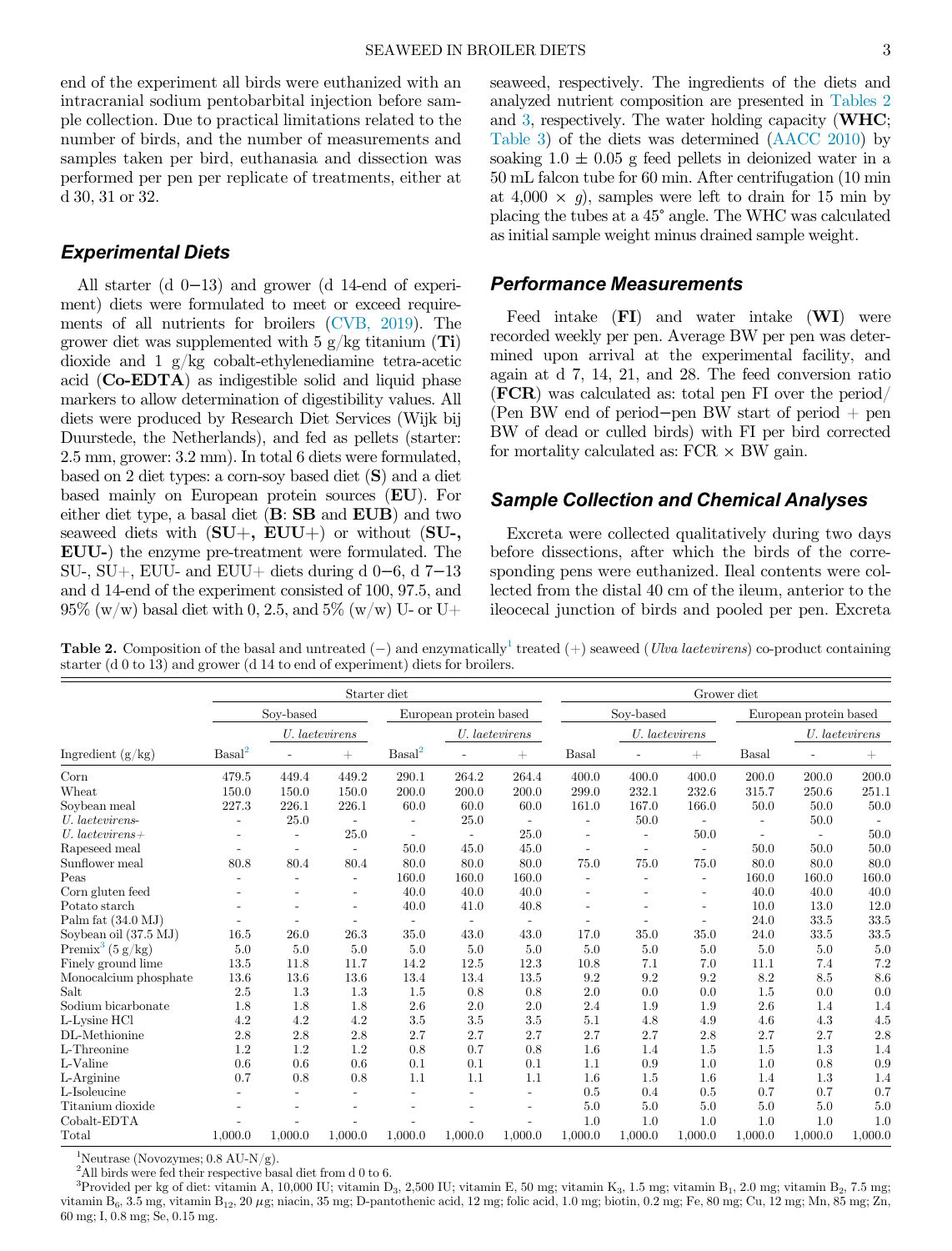end of the experiment all birds were euthanized with an intracranial sodium pentobarbital injection before sample collection. Due to practical limitations related to the number of birds, and the number of measurements and samples taken per bird, euthanasia and dissection was performed per pen per replicate of treatments, either at d 30, 31 or 32.

### Experimental Diets

All starter (d 0−13) and grower (d 14-end of experiment) diets were formulated to meet or exceed requirements of all nutrients for broilers (CVB, 2019). The grower diet was supplemented with 5 g/kg titanium (**Ti**) dioxide and 1 g/kg cobalt-ethylenediamine tetra-acetic acid (**Co-EDTA**) as indigestible solid and liquid phase markers to allow determination of digestibility values. All diets were produced by Research Diet Services (Wijk bij Duurstede, the Netherlands), and fed as pellets (starter: 2.5 mm, grower: 3.2 mm). In total 6 diets were formulated, based on 2 diet types: a corn-soy based diet (**S**) and a diet based mainly on European protein sources (**EU**). For either diet type, a basal diet (**B**: **SB** and **EUB**) and two seaweed diets with (**SU+, EUU+**) or without (**SU-, EUU-**) the enzyme pre-treatment were formulated. The SU-, SU+, EUU- and EUU+ diets during d 0−6, d 7−13 and d 14-end of the experiment consisted of 100, 97.5, and 95% (w/w) basal diet with 0, 2.5, and 5% (w/w) U- or U+ seaweed, respectively. The ingredients of the diets and analyzed nutrient composition are presented in Tables 2 and 3, respectively. The water holding capacity (**WHC**; Table 3) of the diets was determined (AACC 2010) by soaking 1.0 ± 0.05 g feed pellets in deionized water in a 50 mL falcon tube for 60 min. After centrifugation (10 min at 4,000 × *g*), samples were left to drain for 15 min by placing the tubes at a 45° angle. The WHC was calculated as initial sample weight minus drained sample weight.

### Performance Measurements

Feed intake (**FI**) and water intake (**WI**) were recorded weekly per pen. Average BW per pen was determined upon arrival at the experimental facility, and again at d 7, 14, 21, and 28. The feed conversion ratio (**FCR**) was calculated as: total pen FI over the period/(Pen BW end of period−pen BW start of period + pen BW of dead or culled birds) with FI per bird corrected for mortality calculated as: FCR × BW gain.

### Sample Collection and Chemical Analyses

Excreta were collected qualitatively during two days before dissections, after which the birds of the corresponding pens were euthanized. Ileal contents were collected from the distal 40 cm of the ileum, anterior to the ileocecal junction of birds and pooled per pen. Excreta

**Table 2.** Composition of the basal and untreated (−) and enzymatically[1] treated (+) seaweed (*Ulva laetevirens*) co-product containing starter (d 0 to 13) and grower (d 14 to end of experiment) diets for broilers.

| | Starter diet | | | | | | Grower diet | | | | | |
|---|---|---|---|---|---|---|---|---|---|---|---|---|
| | Soy-based | | | European protein based | | | Soy-based | | | European protein based | | |
| | | *U. laetevirens* | | | *U. laetevirens* | | | *U. laetevirens* | | | *U. laetevirens* | |
| Ingredient (g/kg) | Basal[2] | - | + | Basal[2] | - | + | Basal | - | + | Basal | - | + |
| Corn | 479.5 | 449.4 | 449.2 | 290.1 | 264.2 | 264.4 | 400.0 | 400.0 | 400.0 | 200.0 | 200.0 | 200.0 |
| Wheat | 150.0 | 150.0 | 150.0 | 200.0 | 200.0 | 200.0 | 299.0 | 232.1 | 232.6 | 315.7 | 250.6 | 251.1 |
| Soybean meal | 227.3 | 226.1 | 226.1 | 60.0 | 60.0 | 60.0 | 161.0 | 167.0 | 166.0 | 50.0 | 50.0 | 50.0 |
| *U. laetevirens*- | - | 25.0 | - | - | 25.0 | - | - | 50.0 | - | - | 50.0 | - |
| *U. laetevirens*+ | - | - | 25.0 | - | - | 25.0 | - | - | 50.0 | - | - | 50.0 |
| Rapeseed meal | - | - | - | 50.0 | 45.0 | 45.0 | - | - | - | 50.0 | 50.0 | 50.0 |
| Sunflower meal | 80.8 | 80.4 | 80.4 | 80.0 | 80.0 | 80.0 | 75.0 | 75.0 | 75.0 | 80.0 | 80.0 | 80.0 |
| Peas | - | - | - | 160.0 | 160.0 | 160.0 | - | - | - | 160.0 | 160.0 | 160.0 |
| Corn gluten feed | - | - | - | 40.0 | 40.0 | 40.0 | - | - | - | 40.0 | 40.0 | 40.0 |
| Potato starch | - | - | - | 40.0 | 41.0 | 40.8 | - | - | - | 10.0 | 13.0 | 12.0 |
| Palm fat (34.0 MJ) | - | - | - | - | - | - | - | - | - | 24.0 | 33.5 | 33.5 |
| Soybean oil (37.5 MJ) | 16.5 | 26.0 | 26.3 | 35.0 | 43.0 | 43.0 | 17.0 | 35.0 | 35.0 | 24.0 | 33.5 | 33.5 |
| Premix[3] (5 g/kg) | 5.0 | 5.0 | 5.0 | 5.0 | 5.0 | 5.0 | 5.0 | 5.0 | 5.0 | 5.0 | 5.0 | 5.0 |
| Finely ground lime | 13.5 | 11.8 | 11.7 | 14.2 | 12.5 | 12.3 | 10.8 | 7.1 | 7.0 | 11.1 | 7.4 | 7.2 |
| Monocalcium phosphate | 13.6 | 13.6 | 13.6 | 13.4 | 13.4 | 13.5 | 9.2 | 9.2 | 9.2 | 8.2 | 8.5 | 8.6 |
| Salt | 2.5 | 1.3 | 1.3 | 1.5 | 0.8 | 0.8 | 2.0 | 0.0 | 0.0 | 1.5 | 0.0 | 0.0 |
| Sodium bicarbonate | 1.8 | 1.8 | 1.8 | 2.6 | 2.0 | 2.0 | 2.4 | 1.9 | 1.9 | 2.6 | 1.4 | 1.4 |
| L-Lysine HCl | 4.2 | 4.2 | 4.2 | 3.5 | 3.5 | 3.5 | 5.1 | 4.8 | 4.9 | 4.6 | 4.3 | 4.5 |
| DL-Methionine | 2.8 | 2.8 | 2.8 | 2.7 | 2.7 | 2.7 | 2.7 | 2.7 | 2.8 | 2.7 | 2.7 | 2.8 |
| L-Threonine | 1.2 | 1.2 | 1.2 | 0.8 | 0.7 | 0.8 | 1.6 | 1.4 | 1.5 | 1.5 | 1.3 | 1.4 |
| L-Valine | 0.6 | 0.6 | 0.6 | 0.1 | 0.1 | 0.1 | 1.1 | 0.9 | 1.0 | 1.0 | 0.8 | 0.9 |
| L-Arginine | 0.7 | 0.8 | 0.8 | 1.1 | 1.1 | 1.1 | 1.6 | 1.5 | 1.6 | 1.4 | 1.3 | 1.4 |
| L-Isoleucine | - | - | - | - | - | - | 0.5 | 0.4 | 0.5 | 0.7 | 0.7 | 0.7 |
| Titanium dioxide | - | - | - | - | - | - | 5.0 | 5.0 | 5.0 | 5.0 | 5.0 | 5.0 |
| Cobalt-EDTA | - | - | - | - | - | - | 1.0 | 1.0 | 1.0 | 1.0 | 1.0 | 1.0 |
| Total | 1,000.0 | 1,000.0 | 1,000.0 | 1,000.0 | 1,000.0 | 1,000.0 | 1,000.0 | 1,000.0 | 1,000.0 | 1,000.0 | 1,000.0 | 1,000.0 |

[1]Neutrase (Novozymes; 0.8 AU-N/g).

[2]All birds were fed their respective basal diet from d 0 to 6.

[3]Provided per kg of diet: vitamin A, 10,000 IU; vitamin $D_3$, 2,500 IU; vitamin E, 50 mg; vitamin $K_3$, 1.5 mg; vitamin $B_1$, 2.0 mg; vitamin $B_2$, 7.5 mg; vitamin $B_6$, 3.5 mg; vitamin $B_{12}$, 20 $\mu$g; niacin, 35 mg; D-pantothenic acid, 12 mg; folic acid, 1.0 mg; biotin, 0.2 mg; Fe, 80 mg; Cu, 12 mg; Mn, 85 mg; Zn, 60 mg; I, 0.8 mg; Se, 0.15 mg.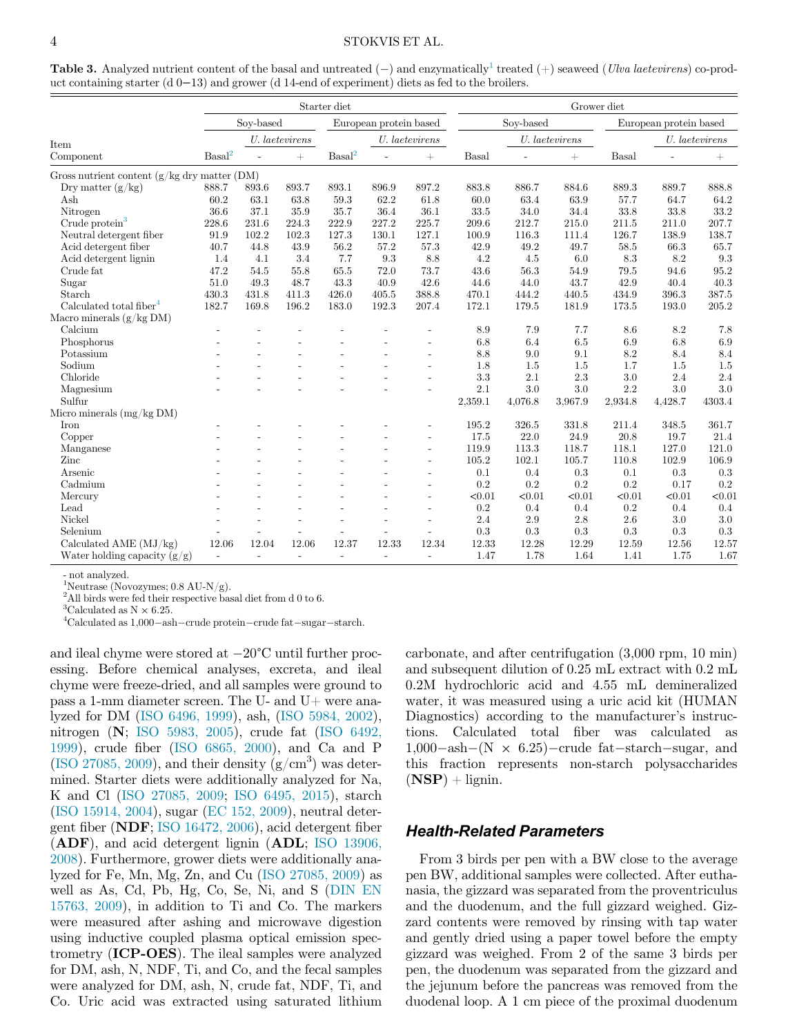**Table 3.** Analyzed nutrient content of the basal and untreated (−) and enzymatically[1] treated (+) seaweed (*Ulva laetevirens*) co-product containing starter (d 0−13) and grower (d 14-end of experiment) diets as fed to the broilers.

| Item | Starter diet | | | | | | Grower diet | | | | | |
|---|---|---|---|---|---|---|---|---|---|---|---|---|
| | Soy-based | | | European protein based | | | Soy-based | | | European protein based | | |
| | | *U. laetevirens* | | | *U. laetevirens* | | | *U. laetevirens* | | | *U. laetevirens* | |
| Component | Basal[2] | - | + | Basal[2] | - | + | Basal | - | + | Basal | - | + |
| Gross nutrient content (g/kg dry matter (DM) | | | | | | | | | | | | |
| Dry matter (g/kg) | 888.7 | 893.6 | 893.7 | 893.1 | 896.9 | 897.2 | 883.8 | 886.7 | 884.6 | 889.3 | 889.7 | 888.8 |
| Ash | 60.2 | 63.1 | 63.8 | 59.3 | 62.2 | 61.8 | 60.0 | 63.4 | 63.9 | 57.7 | 64.7 | 64.2 |
| Nitrogen | 36.6 | 37.1 | 35.9 | 35.7 | 36.4 | 36.1 | 33.5 | 34.0 | 34.4 | 33.8 | 33.8 | 33.2 |
| Crude protein[3] | 228.6 | 231.6 | 224.3 | 222.9 | 227.2 | 225.7 | 209.6 | 212.7 | 215.0 | 211.5 | 211.0 | 207.7 |
| Neutral detergent fiber | 91.9 | 102.2 | 102.3 | 127.3 | 130.1 | 127.1 | 100.9 | 116.3 | 111.4 | 126.7 | 138.9 | 138.7 |
| Acid detergent fiber | 40.7 | 44.8 | 43.9 | 56.2 | 57.2 | 57.3 | 42.9 | 49.2 | 49.7 | 58.5 | 66.3 | 65.7 |
| Acid detergent lignin | 1.4 | 4.1 | 3.4 | 7.7 | 9.3 | 8.8 | 4.2 | 4.5 | 6.0 | 8.3 | 8.2 | 9.3 |
| Crude fat | 47.2 | 54.5 | 55.8 | 65.5 | 72.0 | 73.7 | 43.6 | 56.3 | 54.9 | 79.5 | 94.6 | 95.2 |
| Sugar | 51.0 | 49.3 | 48.7 | 43.3 | 40.9 | 42.6 | 44.6 | 44.0 | 43.7 | 42.9 | 40.4 | 40.3 |
| Starch | 430.3 | 431.8 | 411.3 | 426.0 | 405.5 | 388.8 | 470.1 | 444.2 | 440.5 | 434.9 | 396.3 | 387.5 |
| Calculated total fiber[4] | 182.7 | 169.8 | 196.2 | 183.0 | 192.3 | 207.4 | 172.1 | 179.5 | 181.9 | 173.5 | 193.0 | 205.2 |
| Macro minerals (g/kg DM) | | | | | | | | | | | | |
| Calcium | - | - | - | - | - | - | 8.9 | 7.9 | 7.7 | 8.6 | 8.2 | 7.8 |
| Phosphorus | - | - | - | - | - | - | 6.8 | 6.4 | 6.5 | 6.9 | 6.8 | 6.9 |
| Potassium | - | - | - | - | - | - | 8.8 | 9.0 | 9.1 | 8.2 | 8.4 | 8.4 |
| Sodium | - | - | - | - | - | - | 1.8 | 1.5 | 1.5 | 1.7 | 1.5 | 1.5 |
| Chloride | - | - | - | - | - | - | 3.3 | 2.1 | 2.3 | 3.0 | 2.4 | 2.4 |
| Magnesium | - | - | - | - | - | - | 2.1 | 3.0 | 3.0 | 2.2 | 3.0 | 3.0 |
| Sulfur | | | | | | | 2,359.1 | 4,076.8 | 3,967.9 | 2,934.8 | 4,428.7 | 4303.4 |
| Micro minerals (mg/kg DM) | | | | | | | | | | | | |
| Iron | - | - | - | - | - | - | 195.2 | 326.5 | 331.8 | 211.4 | 348.5 | 361.7 |
| Copper | - | - | - | - | - | - | 17.5 | 22.0 | 24.9 | 20.8 | 19.7 | 21.4 |
| Manganese | - | - | - | - | - | - | 119.9 | 113.3 | 118.7 | 118.1 | 127.0 | 121.0 |
| Zinc | - | - | - | - | - | - | 105.2 | 102.1 | 105.7 | 110.8 | 102.9 | 106.9 |
| Arsenic | - | - | - | - | - | - | 0.1 | 0.4 | 0.3 | 0.1 | 0.3 | 0.3 |
| Cadmium | - | - | - | - | - | - | 0.2 | 0.2 | 0.2 | 0.2 | 0.17 | 0.2 |
| Mercury | - | - | - | - | - | - | <0.01 | <0.01 | <0.01 | <0.01 | <0.01 | <0.01 |
| Lead | - | - | - | - | - | - | 0.2 | 0.4 | 0.4 | 0.2 | 0.4 | 0.4 |
| Nickel | - | - | - | - | - | - | 2.4 | 2.9 | 2.8 | 2.6 | 3.0 | 3.0 |
| Selenium | - | - | - | - | - | - | 0.3 | 0.3 | 0.3 | 0.3 | 0.3 | 0.3 |
| Calculated AME (MJ/kg) | 12.06 | 12.04 | 12.06 | 12.37 | 12.33 | 12.34 | 12.33 | 12.28 | 12.29 | 12.59 | 12.56 | 12.57 |
| Water holding capacity (g/g) | - | - | - | - | - | - | 1.47 | 1.78 | 1.64 | 1.41 | 1.75 | 1.67 |

- not analyzed.
[1]Neutrase (Novozymes; 0.8 AU-N/g).
[2]All birds were fed their respective basal diet from d 0 to 6.
[3]Calculated as N × 6.25.
[4]Calculated as 1,000−ash−crude protein−crude fat−sugar−starch.

and ileal chyme were stored at −20°C until further processing. Before chemical analyses, excreta, and ileal chyme were freeze-dried, and all samples were ground to pass a 1-mm diameter screen. The U- and U+ were analyzed for DM (ISO 6496, 1999), ash, (ISO 5984, 2002), nitrogen (**N**; ISO 5983, 2005), crude fat (ISO 6492, 1999), crude fiber (ISO 6865, 2000), and Ca and P (ISO 27085, 2009), and their density (g/cm$^3$) was determined. Starter diets were additionally analyzed for Na, K and Cl (ISO 27085, 2009; ISO 6495, 2015), starch (ISO 15914, 2004), sugar (EC 152, 2009), neutral detergent fiber (**NDF**; ISO 16472, 2006), acid detergent fiber (**ADF**), and acid detergent lignin (**ADL**; ISO 13906, 2008). Furthermore, grower diets were additionally analyzed for Fe, Mn, Mg, Zn, and Cu (ISO 27085, 2009) as well as As, Cd, Pb, Hg, Co, Se, Ni, and S (DIN EN 15763, 2009), in addition to Ti and Co. The markers were measured after ashing and microwave digestion using inductive coupled plasma optical emission spectrometry (**ICP-OES**). The ileal samples were analyzed for DM, ash, N, NDF, Ti, and Co, and the fecal samples were analyzed for DM, ash, N, crude fat, NDF, Ti, and Co. Uric acid was extracted using saturated lithium carbonate, and after centrifugation (3,000 rpm, 10 min) and subsequent dilution of 0.25 mL extract with 0.2 mL 0.2M hydrochloric acid and 4.55 mL demineralized water, it was measured using a uric acid kit (HUMAN Diagnostics) according to the manufacturer's instructions. Calculated total fiber was calculated as 1,000−ash−(N × 6.25)−crude fat−starch−sugar, and this fraction represents non-starch polysaccharides (**NSP**) + lignin.

## Health-Related Parameters

From 3 birds per pen with a BW close to the average pen BW, additional samples were collected. After euthanasia, the gizzard was separated from the proventriculus and the duodenum, and the full gizzard weighed. Gizzard contents were removed by rinsing with tap water and gently dried using a paper towel before the empty gizzard was weighed. From 2 of the same 3 birds per pen, the duodenum was separated from the gizzard and the jejunum before the pancreas was removed from the duodenal loop. A 1 cm piece of the proximal duodenum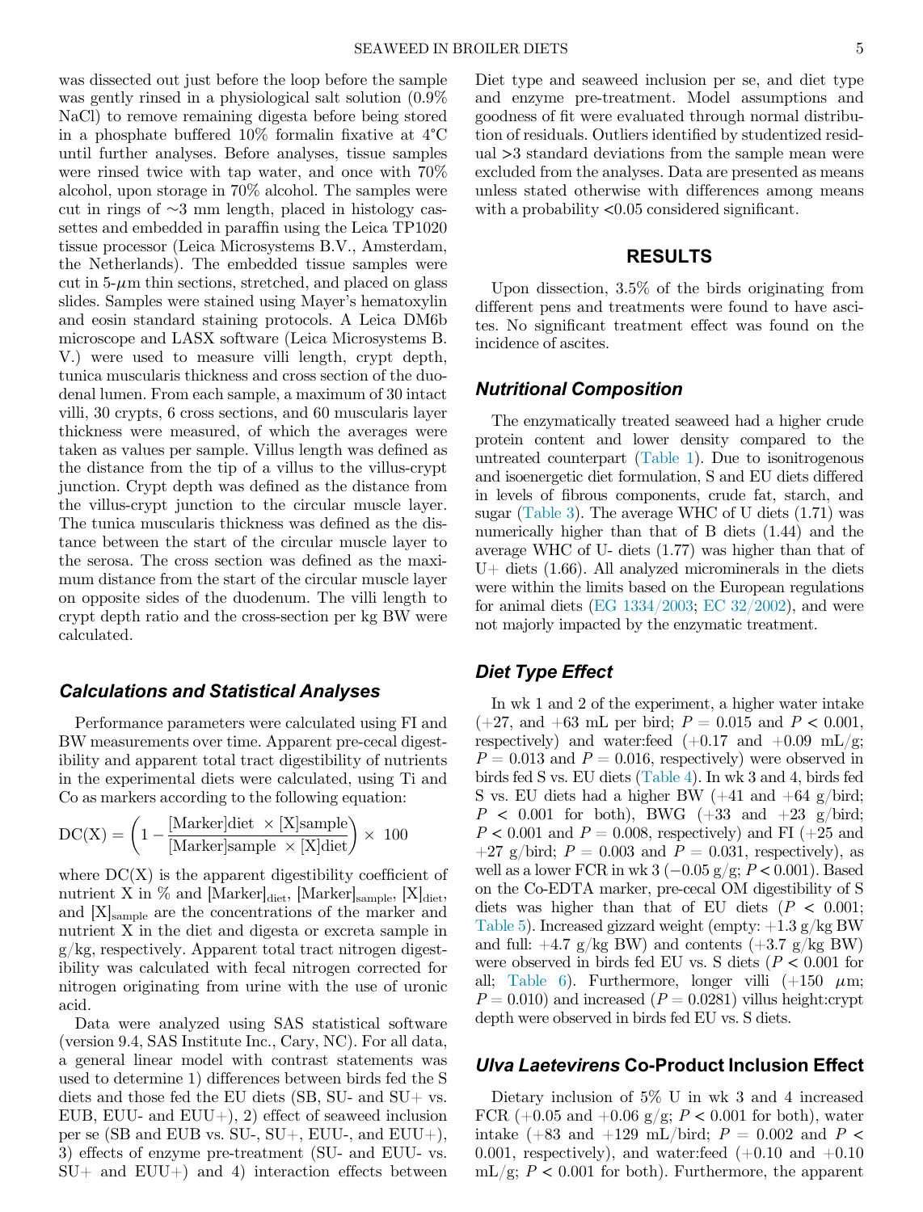was dissected out just before the loop before the sample was gently rinsed in a physiological salt solution (0.9% NaCl) to remove remaining digesta before being stored in a phosphate buffered 10% formalin fixative at 4°C until further analyses. Before analyses, tissue samples were rinsed twice with tap water, and once with 70% alcohol, upon storage in 70% alcohol. The samples were cut in rings of ~3 mm length, placed in histology cassettes and embedded in paraffin using the Leica TP1020 tissue processor (Leica Microsystems B.V., Amsterdam, the Netherlands). The embedded tissue samples were cut in 5-$\mu$m thin sections, stretched, and placed on glass slides. Samples were stained using Mayer's hematoxylin and eosin standard staining protocols. A Leica DM6b microscope and LASX software (Leica Microsystems B. V.) were used to measure villi length, crypt depth, tunica muscularis thickness and cross section of the duodenal lumen. From each sample, a maximum of 30 intact villi, 30 crypts, 6 cross sections, and 60 muscularis layer thickness were measured, of which the averages were taken as values per sample. Villus length was defined as the distance from the tip of a villus to the villus-crypt junction. Crypt depth was defined as the distance from the villus-crypt junction to the circular muscle layer. The tunica muscularis thickness was defined as the distance between the start of the circular muscle layer to the serosa. The cross section was defined as the maximum distance from the start of the circular muscle layer on opposite sides of the duodenum. The villi length to crypt depth ratio and the cross-section per kg BW were calculated.

## Calculations and Statistical Analyses

Performance parameters were calculated using FI and BW measurements over time. Apparent pre-cecal digestibility and apparent total tract digestibility of nutrients in the experimental diets were calculated, using Ti and Co as markers according to the following equation:

$$\mathrm{DC(X)} = \left(1 - \frac{[\mathrm{Marker}]\mathrm{diet}\ \times [\mathrm{X}]\mathrm{sample}}{[\mathrm{Marker}]\mathrm{sample}\ \times [\mathrm{X}]\mathrm{diet}}\right) \times\ 100$$

where DC(X) is the apparent digestibility coefficient of nutrient X in % and $[\mathrm{Marker}]_{\mathrm{diet}}$, $[\mathrm{Marker}]_{\mathrm{sample}}$, $[\mathrm{X}]_{\mathrm{diet}}$, and $[\mathrm{X}]_{\mathrm{sample}}$ are the concentrations of the marker and nutrient X in the diet and digesta or excreta sample in g/kg, respectively. Apparent total tract nitrogen digestibility was calculated with fecal nitrogen corrected for nitrogen originating from urine with the use of uronic acid.

Data were analyzed using SAS statistical software (version 9.4, SAS Institute Inc., Cary, NC). For all data, a general linear model with contrast statements was used to determine 1) differences between birds fed the S diets and those fed the EU diets (SB, SU- and SU+ vs. EUB, EUU- and EUU+), 2) effect of seaweed inclusion per se (SB and EUB vs. SU-, SU+, EUU-, and EUU+), 3) effects of enzyme pre-treatment (SU- and EUU- vs. SU+ and EUU+) and 4) interaction effects between Diet type and seaweed inclusion per se, and diet type and enzyme pre-treatment. Model assumptions and goodness of fit were evaluated through normal distribution of residuals. Outliers identified by studentized residual >3 standard deviations from the sample mean were excluded from the analyses. Data are presented as means unless stated otherwise with differences among means with a probability <0.05 considered significant.

# RESULTS

Upon dissection, 3.5% of the birds originating from different pens and treatments were found to have ascites. No significant treatment effect was found on the incidence of ascites.

## Nutritional Composition

The enzymatically treated seaweed had a higher crude protein content and lower density compared to the untreated counterpart (Table 1). Due to isonitrogenous and isoenergetic diet formulation, S and EU diets differed in levels of fibrous components, crude fat, starch, and sugar (Table 3). The average WHC of U diets (1.71) was numerically higher than that of B diets (1.44) and the average WHC of U- diets (1.77) was higher than that of U+ diets (1.66). All analyzed microminerals in the diets were within the limits based on the European regulations for animal diets (EG 1334/2003; EC 32/2002), and were not majorly impacted by the enzymatic treatment.

## Diet Type Effect

In wk 1 and 2 of the experiment, a higher water intake (+27, and +63 mL per bird; $P = 0.015$ and $P < 0.001$, respectively) and water:feed (+0.17 and +0.09 mL/g; $P = 0.013$ and $P = 0.016$, respectively) were observed in birds fed S vs. EU diets (Table 4). In wk 3 and 4, birds fed S vs. EU diets had a higher BW (+41 and +64 g/bird; $P < 0.001$ for both), BWG (+33 and +23 g/bird; $P < 0.001$ and $P = 0.008$, respectively) and FI (+25 and +27 g/bird; $P = 0.003$ and $P = 0.031$, respectively), as well as a lower FCR in wk 3 (−0.05 g/g; $P < 0.001$). Based on the Co-EDTA marker, pre-cecal OM digestibility of S diets was higher than that of EU diets ($P < 0.001$; Table 5). Increased gizzard weight (empty: +1.3 g/kg BW and full: +4.7 g/kg BW) and contents (+3.7 g/kg BW) were observed in birds fed EU vs. S diets ($P < 0.001$ for all; Table 6). Furthermore, longer villi (+150 $\mu$m; $P = 0.010$) and increased ($P = 0.0281$) villus height:crypt depth were observed in birds fed EU vs. S diets.

## *Ulva Laetevirens* Co-Product Inclusion Effect

Dietary inclusion of 5% U in wk 3 and 4 increased FCR (+0.05 and +0.06 g/g; $P < 0.001$ for both), water intake (+83 and +129 mL/bird; $P = 0.002$ and $P < 0.001$, respectively), and water:feed (+0.10 and +0.10 mL/g; $P < 0.001$ for both). Furthermore, the apparent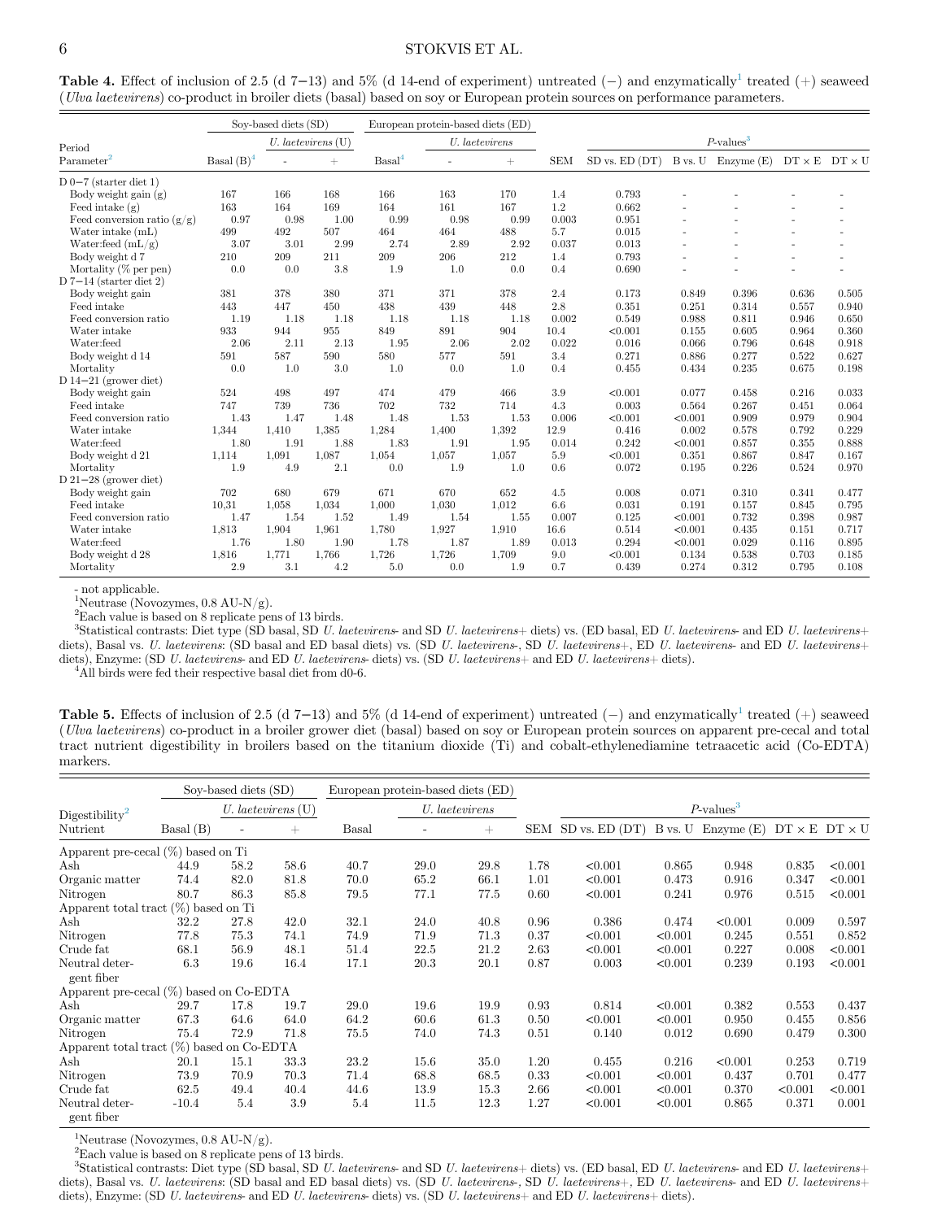**Table 4.** Effect of inclusion of 2.5 (d 7−13) and 5% (d 14-end of experiment) untreated (−) and enzymatically[1] treated (+) seaweed (*Ulva laetevirens*) co-product in broiler diets (basal) based on soy or European protein sources on performance parameters.

| Period | Soy-based diets (SD) | | | European protein-based diets (ED) | | | | *P*-values[3] | | | | |
|---|---|---|---|---|---|---|---|---|---|---|---|---|
| | | *U. laetevirens* (U) | | | *U. laetevirens* | | | | | | | |
| Parameter[2] | Basal (B)[4] | - | + | Basal[4] | - | + | SEM | SD vs. ED (DT) | B vs. U | Enzyme (E) | DT × E | DT × U |
| D 0−7 (starter diet 1) | | | | | | | | | | | | |
| Body weight gain (g) | 167 | 166 | 168 | 166 | 163 | 170 | 1.4 | 0.793 | - | - | - | - |
| Feed intake (g) | 163 | 164 | 169 | 164 | 161 | 167 | 1.2 | 0.662 | - | - | - | - |
| Feed conversion ratio (g/g) | 0.97 | 0.98 | 1.00 | 0.99 | 0.98 | 0.99 | 0.003 | 0.951 | - | - | - | - |
| Water intake (mL) | 499 | 492 | 507 | 464 | 464 | 488 | 5.7 | 0.015 | - | - | - | - |
| Water:feed (mL/g) | 3.07 | 3.01 | 2.99 | 2.74 | 2.89 | 2.92 | 0.037 | 0.013 | - | - | - | - |
| Body weight d 7 | 210 | 209 | 211 | 209 | 206 | 212 | 1.4 | 0.793 | - | - | - | - |
| Mortality (% per pen) | 0.0 | 0.0 | 3.8 | 1.9 | 1.0 | 0.0 | 0.4 | 0.690 | - | - | - | - |
| D 7−14 (starter diet 2) | | | | | | | | | | | | |
| Body weight gain | 381 | 378 | 380 | 371 | 371 | 378 | 2.4 | 0.173 | 0.849 | 0.396 | 0.636 | 0.505 |
| Feed intake | 443 | 447 | 450 | 438 | 439 | 448 | 2.8 | 0.351 | 0.251 | 0.314 | 0.557 | 0.940 |
| Feed conversion ratio | 1.19 | 1.18 | 1.18 | 1.18 | 1.18 | 1.18 | 0.002 | 0.549 | 0.988 | 0.811 | 0.946 | 0.650 |
| Water intake | 933 | 944 | 955 | 849 | 891 | 904 | 10.4 | <0.001 | 0.155 | 0.605 | 0.964 | 0.360 |
| Water:feed | 2.06 | 2.11 | 2.13 | 1.95 | 2.06 | 2.02 | 0.022 | 0.016 | 0.066 | 0.796 | 0.648 | 0.918 |
| Body weight d 14 | 591 | 587 | 590 | 580 | 577 | 591 | 3.4 | 0.271 | 0.886 | 0.277 | 0.522 | 0.627 |
| Mortality | 0.0 | 1.0 | 3.0 | 1.0 | 0.0 | 1.0 | 0.4 | 0.455 | 0.434 | 0.235 | 0.675 | 0.198 |
| D 14−21 (grower diet) | | | | | | | | | | | | |
| Body weight gain | 524 | 498 | 497 | 474 | 479 | 466 | 3.9 | <0.001 | 0.077 | 0.458 | 0.216 | 0.033 |
| Feed intake | 747 | 739 | 736 | 702 | 732 | 714 | 4.3 | 0.003 | 0.564 | 0.267 | 0.451 | 0.064 |
| Feed conversion ratio | 1.43 | 1.47 | 1.48 | 1.48 | 1.53 | 1.53 | 0.006 | <0.001 | <0.001 | 0.909 | 0.979 | 0.904 |
| Water intake | 1,344 | 1,410 | 1,385 | 1,284 | 1,400 | 1,392 | 12.9 | 0.416 | 0.002 | 0.578 | 0.792 | 0.229 |
| Water:feed | 1.80 | 1.91 | 1.88 | 1.83 | 1.91 | 1.95 | 0.014 | 0.242 | <0.001 | 0.857 | 0.355 | 0.888 |
| Body weight d 21 | 1,114 | 1,091 | 1,087 | 1,054 | 1,057 | 1,057 | 5.9 | <0.001 | 0.351 | 0.867 | 0.847 | 0.167 |
| Mortality | 1.9 | 4.9 | 2.1 | 0.0 | 1.9 | 1.0 | 0.6 | 0.072 | 0.195 | 0.226 | 0.524 | 0.970 |
| D 21−28 (grower diet) | | | | | | | | | | | | |
| Body weight gain | 702 | 680 | 679 | 671 | 670 | 652 | 4.5 | 0.008 | 0.071 | 0.310 | 0.341 | 0.477 |
| Feed intake | 10,31 | 1,058 | 1,034 | 1,000 | 1,030 | 1,012 | 6.6 | 0.031 | 0.191 | 0.157 | 0.845 | 0.795 |
| Feed conversion ratio | 1.47 | 1.54 | 1.52 | 1.49 | 1.54 | 1.55 | 0.007 | 0.125 | <0.001 | 0.732 | 0.398 | 0.987 |
| Water intake | 1,813 | 1,904 | 1,961 | 1,780 | 1,927 | 1,910 | 16.6 | 0.514 | <0.001 | 0.435 | 0.151 | 0.717 |
| Water:feed | 1.76 | 1.80 | 1.90 | 1.78 | 1.87 | 1.89 | 0.013 | 0.294 | <0.001 | 0.029 | 0.116 | 0.895 |
| Body weight d 28 | 1,816 | 1,771 | 1,766 | 1,726 | 1,726 | 1,709 | 9.0 | <0.001 | 0.134 | 0.538 | 0.703 | 0.185 |
| Mortality | 2.9 | 3.1 | 4.2 | 5.0 | 0.0 | 1.9 | 0.7 | 0.439 | 0.274 | 0.312 | 0.795 | 0.108 |

- not applicable.
[1]Neutrase (Novozymes, 0.8 AU-N/g).
[2]Each value is based on 8 replicate pens of 13 birds.
[3]Statistical contrasts: Diet type (SD basal, SD *U. laetevirens*- and SD *U. laetevirens*+ diets) vs. (ED basal, ED *U. laetevirens*- and ED *U. laetevirens*+ diets), Basal vs. *U. laetevirens*: (SD basal and ED basal diets) vs. (SD *U. laetevirens*-, SD *U. laetevirens*+, ED *U. laetevirens*- and ED *U. laetevirens*+ diets), Enzyme: (SD *U. laetevirens*- and ED *U. laetevirens*- diets) vs. (SD *U. laetevirens*+ and ED *U. laetevirens*+ diets).
[4]All birds were fed their respective basal diet from d0-6.

**Table 5.** Effects of inclusion of 2.5 (d 7−13) and 5% (d 14-end of experiment) untreated (−) and enzymatically[1] treated (+) seaweed (*Ulva laetevirens*) co-product in a broiler grower diet (basal) based on soy or European protein sources on apparent pre-cecal and total tract nutrient digestibility in broilers based on the titanium dioxide (Ti) and cobalt-ethylenediamine tetraacetic acid (Co-EDTA) markers.

| Digestibility[2] | Soy-based diets (SD) | | | European protein-based diets (ED) | | | | *P*-values[3] | | | | |
|---|---|---|---|---|---|---|---|---|---|---|---|---|
| | | *U. laetevirens* (U) | | | *U. laetevirens* | | | | | | | |
| Nutrient | Basal (B) | - | + | Basal | - | + | SEM | SD vs. ED (DT) | B vs. U | Enzyme (E) | DT × E | DT × U |
| Apparent pre-cecal (%) based on Ti | | | | | | | | | | | | |
| Ash | 44.9 | 58.2 | 58.6 | 40.7 | 29.0 | 29.8 | 1.78 | <0.001 | 0.865 | 0.948 | 0.835 | <0.001 |
| Organic matter | 74.4 | 82.0 | 81.8 | 70.0 | 65.2 | 66.1 | 1.01 | <0.001 | 0.473 | 0.916 | 0.347 | <0.001 |
| Nitrogen | 80.7 | 86.3 | 85.8 | 79.5 | 77.1 | 77.5 | 0.60 | <0.001 | 0.241 | 0.976 | 0.515 | <0.001 |
| Apparent total tract (%) based on Ti | | | | | | | | | | | | |
| Ash | 32.2 | 27.8 | 42.0 | 32.1 | 24.0 | 40.8 | 0.96 | 0.386 | 0.474 | <0.001 | 0.009 | 0.597 |
| Nitrogen | 77.8 | 75.3 | 74.1 | 74.9 | 71.9 | 71.3 | 0.37 | <0.001 | <0.001 | 0.245 | 0.551 | 0.852 |
| Crude fat | 68.1 | 56.9 | 48.1 | 51.4 | 22.5 | 21.2 | 2.63 | <0.001 | <0.001 | 0.227 | 0.008 | <0.001 |
| Neutral detergent fiber | 6.3 | 19.6 | 16.4 | 17.1 | 20.3 | 20.1 | 0.87 | 0.003 | <0.001 | 0.239 | 0.193 | <0.001 |
| Apparent pre-cecal (%) based on Co-EDTA | | | | | | | | | | | | |
| Ash | 29.7 | 17.8 | 19.7 | 29.0 | 19.6 | 19.9 | 0.93 | 0.814 | <0.001 | 0.382 | 0.553 | 0.437 |
| Organic matter | 67.3 | 64.6 | 64.0 | 64.2 | 60.6 | 61.3 | 0.50 | <0.001 | <0.001 | 0.950 | 0.455 | 0.856 |
| Nitrogen | 75.4 | 72.9 | 71.8 | 75.5 | 74.0 | 74.3 | 0.51 | 0.140 | 0.012 | 0.690 | 0.479 | 0.300 |
| Apparent total tract (%) based on Co-EDTA | | | | | | | | | | | | |
| Ash | 20.1 | 15.1 | 33.3 | 23.2 | 15.6 | 35.0 | 1.20 | 0.455 | 0.216 | <0.001 | 0.253 | 0.719 |
| Nitrogen | 73.9 | 70.9 | 70.3 | 71.4 | 68.8 | 68.5 | 0.33 | <0.001 | <0.001 | 0.437 | 0.701 | 0.477 |
| Crude fat | 62.5 | 49.4 | 40.4 | 44.6 | 13.9 | 15.3 | 2.66 | <0.001 | <0.001 | 0.370 | <0.001 | <0.001 |
| Neutral detergent fiber | -10.4 | 5.4 | 3.9 | 5.4 | 11.5 | 12.3 | 1.27 | <0.001 | <0.001 | 0.865 | 0.371 | 0.001 |

[1]Neutrase (Novozymes, 0.8 AU-N/g).
[2]Each value is based on 8 replicate pens of 13 birds.
[3]Statistical contrasts: Diet type (SD basal, SD *U. laetevirens*- and SD *U. laetevirens*+ diets) vs. (ED basal, ED *U. laetevirens*- and ED *U. laetevirens*+ diets), Basal vs. *U. laetevirens*: (SD basal and ED basal diets) vs. (SD *U. laetevirens*-, SD *U. laetevirens*+, ED *U. laetevirens*- and ED *U. laetevirens*+ diets), Enzyme: (SD *U. laetevirens*- and ED *U. laetevirens*- diets) vs. (SD *U. laetevirens*+ and ED *U. laetevirens*+ diets).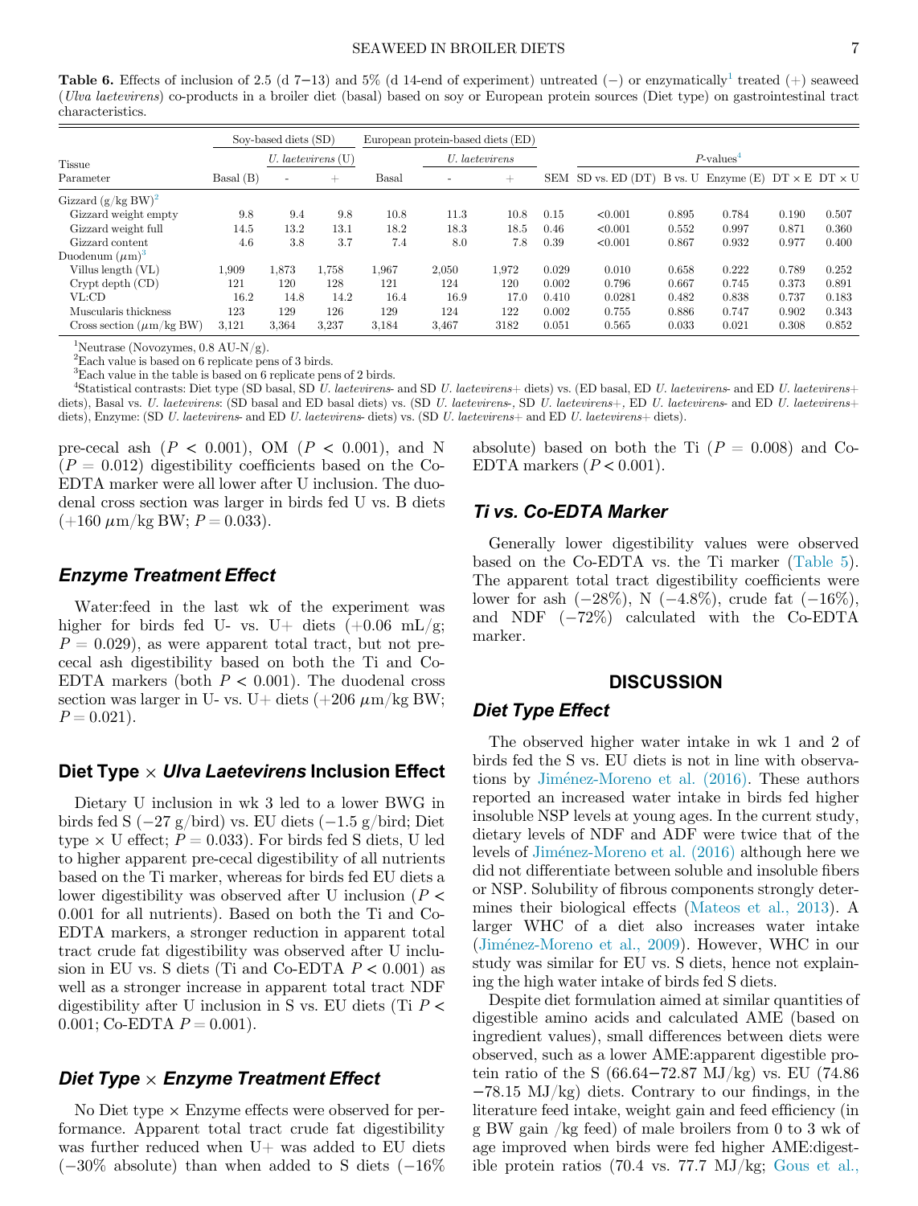**Table 6.** Effects of inclusion of 2.5 (d 7−13) and 5% (d 14-end of experiment) untreated (−) or enzymatically[1] treated (+) seaweed (*Ulva laetevirens*) co-products in a broiler diet (basal) based on soy or European protein sources (Diet type) on gastrointestinal tract characteristics.

| Tissue | Soy-based diets (SD) | | | European protein-based diets (ED) | | | | *P*-values[4] | | | | |
|---|---|---|---|---|---|---|---|---|---|---|---|---|
| | | *U. laetevirens* (U) | | | *U. laetevirens* | | | | | | | |
| Parameter | Basal (B) | - | + | Basal | - | + | SEM | SD vs. ED (DT) | B vs. U | Enzyme (E) | DT × E | DT × U |
| Gizzard (g/kg BW)[2] | | | | | | | | | | | | |
| Gizzard weight empty | 9.8 | 9.4 | 9.8 | 10.8 | 11.3 | 10.8 | 0.15 | <0.001 | 0.895 | 0.784 | 0.190 | 0.507 |
| Gizzard weight full | 14.5 | 13.2 | 13.1 | 18.2 | 18.3 | 18.5 | 0.46 | <0.001 | 0.552 | 0.997 | 0.871 | 0.360 |
| Gizzard content | 4.6 | 3.8 | 3.7 | 7.4 | 8.0 | 7.8 | 0.39 | <0.001 | 0.867 | 0.932 | 0.977 | 0.400 |
| Duodenum ($\mu$m)[3] | | | | | | | | | | | | |
| Villus length (VL) | 1,909 | 1,873 | 1,758 | 1,967 | 2,050 | 1,972 | 0.029 | 0.010 | 0.658 | 0.222 | 0.789 | 0.252 |
| Crypt depth (CD) | 121 | 120 | 128 | 121 | 124 | 120 | 0.002 | 0.796 | 0.667 | 0.745 | 0.373 | 0.891 |
| VL:CD | 16.2 | 14.8 | 14.2 | 16.4 | 16.9 | 17.0 | 0.410 | 0.0281 | 0.482 | 0.838 | 0.737 | 0.183 |
| Muscularis thickness | 123 | 129 | 126 | 129 | 124 | 122 | 0.002 | 0.755 | 0.886 | 0.747 | 0.902 | 0.343 |
| Cross section ($\mu$m/kg BW) | 3,121 | 3,364 | 3,237 | 3,184 | 3,467 | 3182 | 0.051 | 0.565 | 0.033 | 0.021 | 0.308 | 0.852 |

[1]Neutrase (Novozymes, 0.8 AU-N/g).
[2]Each value is based on 6 replicate pens of 3 birds.
[3]Each value in the table is based on 6 replicate pens of 2 birds.
[4]Statistical contrasts: Diet type (SD basal, SD *U. laetevirens*- and SD *U. laetevirens*+ diets) vs. (ED basal, ED *U. laetevirens*- and ED *U. laetevirens*+ diets), Basal vs. *U. laetevirens*: (SD basal and ED basal diets) vs. (SD *U. laetevirens*-, SD *U. laetevirens*+, ED *U. laetevirens*- and ED *U. laetevirens*+ diets), Enzyme: (SD *U. laetevirens*- and ED *U. laetevirens*- diets) vs. (SD *U. laetevirens*+ and ED *U. laetevirens*+ diets).

pre-cecal ash ($P < 0.001$), OM ($P < 0.001$), and N ($P = 0.012$) digestibility coefficients based on the Co-EDTA marker were all lower after U inclusion. The duodenal cross section was larger in birds fed U vs. B diets (+160 $\mu$m/kg BW; $P = 0.033$).

### Enzyme Treatment Effect

Water:feed in the last wk of the experiment was higher for birds fed U- vs. U+ diets (+0.06 mL/g; $P = 0.029$), as were apparent total tract, but not pre-cecal ash digestibility based on both the Ti and Co-EDTA markers (both $P < 0.001$). The duodenal cross section was larger in U- vs. U+ diets (+206 $\mu$m/kg BW; $P = 0.021$).

### Diet Type × *Ulva Laetevirens* Inclusion Effect

Dietary U inclusion in wk 3 led to a lower BWG in birds fed S (−27 g/bird) vs. EU diets (−1.5 g/bird; Diet type × U effect; $P = 0.033$). For birds fed S diets, U led to higher apparent pre-cecal digestibility of all nutrients based on the Ti marker, whereas for birds fed EU diets a lower digestibility was observed after U inclusion ($P < 0.001$ for all nutrients). Based on both the Ti and Co-EDTA markers, a stronger reduction in apparent total tract crude fat digestibility was observed after U inclusion in EU vs. S diets (Ti and Co-EDTA $P < 0.001$) as well as a stronger increase in apparent total tract NDF digestibility after U inclusion in S vs. EU diets (Ti $P < 0.001$; Co-EDTA $P = 0.001$).

### Diet Type × Enzyme Treatment Effect

No Diet type × Enzyme effects were observed for performance. Apparent total tract crude fat digestibility was further reduced when U+ was added to EU diets (−30% absolute) than when added to S diets (−16% absolute) based on both the Ti ($P = 0.008$) and Co-EDTA markers ($P < 0.001$).

### Ti vs. Co-EDTA Marker

Generally lower digestibility values were observed based on the Co-EDTA vs. the Ti marker (Table 5). The apparent total tract digestibility coefficients were lower for ash (−28%), N (−4.8%), crude fat (−16%), and NDF (−72%) calculated with the Co-EDTA marker.

## DISCUSSION

### Diet Type Effect

The observed higher water intake in wk 1 and 2 of birds fed the S vs. EU diets is not in line with observations by Jiménez-Moreno et al. (2016). These authors reported an increased water intake in birds fed higher insoluble NSP levels at young ages. In the current study, dietary levels of NDF and ADF were twice that of the levels of Jiménez-Moreno et al. (2016) although here we did not differentiate between soluble and insoluble fibers or NSP. Solubility of fibrous components strongly determines their biological effects (Mateos et al., 2013). A larger WHC of a diet also increases water intake (Jiménez-Moreno et al., 2009). However, WHC in our study was similar for EU vs. S diets, hence not explaining the high water intake of birds fed S diets.

Despite diet formulation aimed at similar quantities of digestible amino acids and calculated AME (based on ingredient values), small differences between diets were observed, such as a lower AME:apparent digestible protein ratio of the S (66.64−72.87 MJ/kg) vs. EU (74.86 −78.15 MJ/kg) diets. Contrary to our findings, in the literature feed intake, weight gain and feed efficiency (in g BW gain /kg feed) of male broilers from 0 to 3 wk of age improved when birds were fed higher AME:digestible protein ratios (70.4 vs. 77.7 MJ/kg; Gous et al.,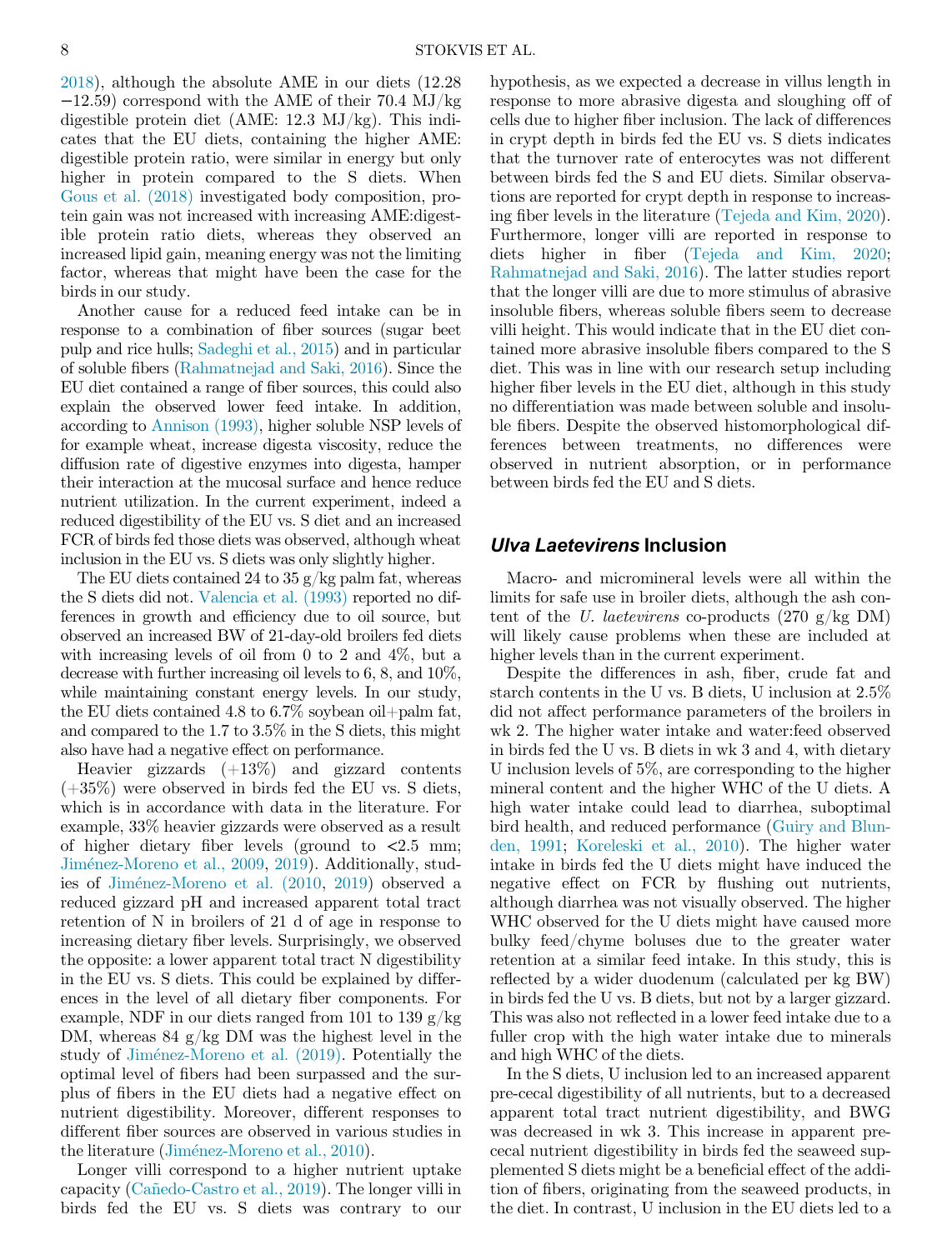2018), although the absolute AME in our diets (12.28 −12.59) correspond with the AME of their 70.4 MJ/kg digestible protein diet (AME: 12.3 MJ/kg). This indicates that the EU diets, containing the higher AME: digestible protein ratio, were similar in energy but only higher in protein compared to the S diets. When Gous et al. (2018) investigated body composition, protein gain was not increased with increasing AME:digestible protein ratio diets, whereas they observed an increased lipid gain, meaning energy was not the limiting factor, whereas that might have been the case for the birds in our study.

Another cause for a reduced feed intake can be in response to a combination of fiber sources (sugar beet pulp and rice hulls; Sadeghi et al., 2015) and in particular of soluble fibers (Rahmatnejad and Saki, 2016). Since the EU diet contained a range of fiber sources, this could also explain the observed lower feed intake. In addition, according to Annison (1993), higher soluble NSP levels of for example wheat, increase digesta viscosity, reduce the diffusion rate of digestive enzymes into digesta, hamper their interaction at the mucosal surface and hence reduce nutrient utilization. In the current experiment, indeed a reduced digestibility of the EU vs. S diet and an increased FCR of birds fed those diets was observed, although wheat inclusion in the EU vs. S diets was only slightly higher.

The EU diets contained 24 to 35 g/kg palm fat, whereas the S diets did not. Valencia et al. (1993) reported no differences in growth and efficiency due to oil source, but observed an increased BW of 21-day-old broilers fed diets with increasing levels of oil from 0 to 2 and 4%, but a decrease with further increasing oil levels to 6, 8, and 10%, while maintaining constant energy levels. In our study, the EU diets contained 4.8 to 6.7% soybean oil+palm fat, and compared to the 1.7 to 3.5% in the S diets, this might also have had a negative effect on performance.

Heavier gizzards (+13%) and gizzard contents (+35%) were observed in birds fed the EU vs. S diets, which is in accordance with data in the literature. For example, 33% heavier gizzards were observed as a result of higher dietary fiber levels (ground to <2.5 mm; Jiménez-Moreno et al., 2009, 2019). Additionally, studies of Jiménez-Moreno et al. (2010, 2019) observed a reduced gizzard pH and increased apparent total tract retention of N in broilers of 21 d of age in response to increasing dietary fiber levels. Surprisingly, we observed the opposite: a lower apparent total tract N digestibility in the EU vs. S diets. This could be explained by differences in the level of all dietary fiber components. For example, NDF in our diets ranged from 101 to 139 g/kg DM, whereas 84 g/kg DM was the highest level in the study of Jiménez-Moreno et al. (2019). Potentially the optimal level of fibers had been surpassed and the surplus of fibers in the EU diets had a negative effect on nutrient digestibility. Moreover, different responses to different fiber sources are observed in various studies in the literature (Jiménez-Moreno et al., 2010).

Longer villi correspond to a higher nutrient uptake capacity (Cañedo-Castro et al., 2019). The longer villi in birds fed the EU vs. S diets was contrary to our hypothesis, as we expected a decrease in villus length in response to more abrasive digesta and sloughing off of cells due to higher fiber inclusion. The lack of differences in crypt depth in birds fed the EU vs. S diets indicates that the turnover rate of enterocytes was not different between birds fed the S and EU diets. Similar observations are reported for crypt depth in response to increasing fiber levels in the literature (Tejeda and Kim, 2020). Furthermore, longer villi are reported in response to diets higher in fiber (Tejeda and Kim, 2020; Rahmatnejad and Saki, 2016). The latter studies report that the longer villi are due to more stimulus of abrasive insoluble fibers, whereas soluble fibers seem to decrease villi height. This would indicate that in the EU diet contained more abrasive insoluble fibers compared to the S diet. This was in line with our research setup including higher fiber levels in the EU diet, although in this study no differentiation was made between soluble and insoluble fibers. Despite the observed histomorphological differences between treatments, no differences were observed in nutrient absorption, or in performance between birds fed the EU and S diets.

## *Ulva Laetevirens* Inclusion

Macro- and micromineral levels were all within the limits for safe use in broiler diets, although the ash content of the *U. laetevirens* co-products (270 g/kg DM) will likely cause problems when these are included at higher levels than in the current experiment.

Despite the differences in ash, fiber, crude fat and starch contents in the U vs. B diets, U inclusion at 2.5% did not affect performance parameters of the broilers in wk 2. The higher water intake and water:feed observed in birds fed the U vs. B diets in wk 3 and 4, with dietary U inclusion levels of 5%, are corresponding to the higher mineral content and the higher WHC of the U diets. A high water intake could lead to diarrhea, suboptimal bird health, and reduced performance (Guiry and Blunden, 1991; Koreleski et al., 2010). The higher water intake in birds fed the U diets might have induced the negative effect on FCR by flushing out nutrients, although diarrhea was not visually observed. The higher WHC observed for the U diets might have caused more bulky feed/chyme boluses due to the greater water retention at a similar feed intake. In this study, this is reflected by a wider duodenum (calculated per kg BW) in birds fed the U vs. B diets, but not by a larger gizzard. This was also not reflected in a lower feed intake due to a fuller crop with the high water intake due to minerals and high WHC of the diets.

In the S diets, U inclusion led to an increased apparent pre-cecal digestibility of all nutrients, but to a decreased apparent total tract nutrient digestibility, and BWG was decreased in wk 3. This increase in apparent pre-cecal nutrient digestibility in birds fed the seaweed supplemented S diets might be a beneficial effect of the addition of fibers, originating from the seaweed products, in the diet. In contrast, U inclusion in the EU diets led to a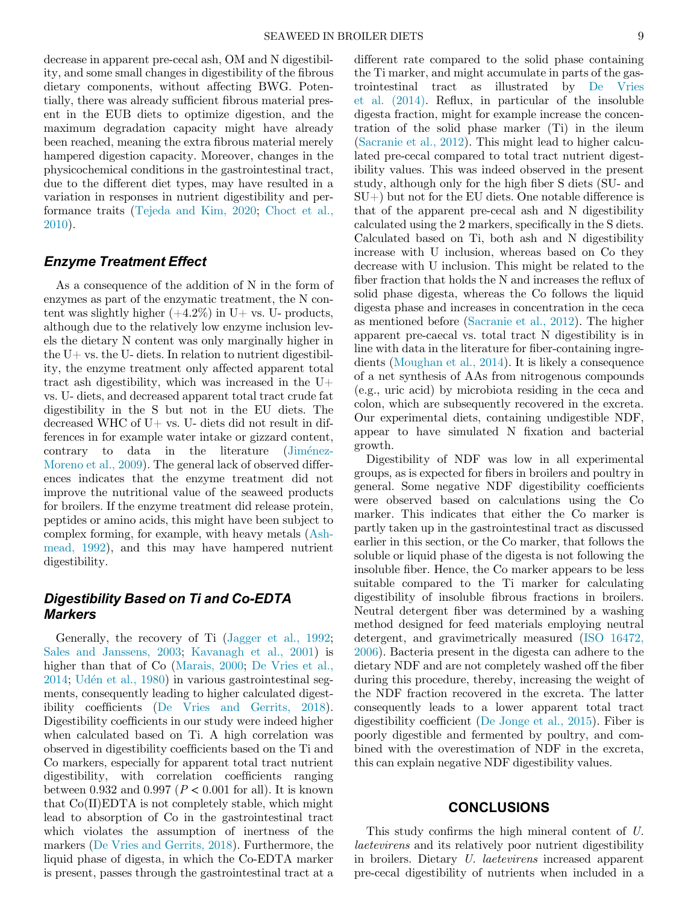decrease in apparent pre-cecal ash, OM and N digestibility, and some small changes in digestibility of the fibrous dietary components, without affecting BWG. Potentially, there was already sufficient fibrous material present in the EUB diets to optimize digestion, and the maximum degradation capacity might have already been reached, meaning the extra fibrous material merely hampered digestion capacity. Moreover, changes in the physicochemical conditions in the gastrointestinal tract, due to the different diet types, may have resulted in a variation in responses in nutrient digestibility and performance traits (Tejeda and Kim, 2020; Choct et al., 2010).

### Enzyme Treatment Effect

As a consequence of the addition of N in the form of enzymes as part of the enzymatic treatment, the N content was slightly higher (+4.2%) in U+ vs. U- products, although due to the relatively low enzyme inclusion levels the dietary N content was only marginally higher in the U+ vs. the U- diets. In relation to nutrient digestibility, the enzyme treatment only affected apparent total tract ash digestibility, which was increased in the U+ vs. U- diets, and decreased apparent total tract crude fat digestibility in the S but not in the EU diets. The decreased WHC of U+ vs. U- diets did not result in differences in for example water intake or gizzard content, contrary to data in the literature (Jiménez-Moreno et al., 2009). The general lack of observed differences indicates that the enzyme treatment did not improve the nutritional value of the seaweed products for broilers. If the enzyme treatment did release protein, peptides or amino acids, this might have been subject to complex forming, for example, with heavy metals (Ashmead, 1992), and this may have hampered nutrient digestibility.

### Digestibility Based on Ti and Co-EDTA Markers

Generally, the recovery of Ti (Jagger et al., 1992; Sales and Janssens, 2003; Kavanagh et al., 2001) is higher than that of Co (Marais, 2000; De Vries et al., 2014; Udén et al., 1980) in various gastrointestinal segments, consequently leading to higher calculated digestibility coefficients (De Vries and Gerrits, 2018). Digestibility coefficients in our study were indeed higher when calculated based on Ti. A high correlation was observed in digestibility coefficients based on the Ti and Co markers, especially for apparent total tract nutrient digestibility, with correlation coefficients ranging between 0.932 and 0.997 ($P < 0.001$ for all). It is known that Co(II)EDTA is not completely stable, which might lead to absorption of Co in the gastrointestinal tract which violates the assumption of inertness of the markers (De Vries and Gerrits, 2018). Furthermore, the liquid phase of digesta, in which the Co-EDTA marker is present, passes through the gastrointestinal tract at a different rate compared to the solid phase containing the Ti marker, and might accumulate in parts of the gastrointestinal tract as illustrated by De Vries et al. (2014). Reflux, in particular of the insoluble digesta fraction, might for example increase the concentration of the solid phase marker (Ti) in the ileum (Sacranie et al., 2012). This might lead to higher calculated pre-cecal compared to total tract nutrient digestibility values. This was indeed observed in the present study, although only for the high fiber S diets (SU- and SU+) but not for the EU diets. One notable difference is that of the apparent pre-cecal ash and N digestibility calculated using the 2 markers, specifically in the S diets. Calculated based on Ti, both ash and N digestibility increase with U inclusion, whereas based on Co they decrease with U inclusion. This might be related to the fiber fraction that holds the N and increases the reflux of solid phase digesta, whereas the Co follows the liquid digesta phase and increases in concentration in the ceca as mentioned before (Sacranie et al., 2012). The higher apparent pre-caecal vs. total tract N digestibility is in line with data in the literature for fiber-containing ingredients (Moughan et al., 2014). It is likely a consequence of a net synthesis of AAs from nitrogenous compounds (e.g., uric acid) by microbiota residing in the ceca and colon, which are subsequently recovered in the excreta. Our experimental diets, containing undigestible NDF, appear to have simulated N fixation and bacterial growth.

Digestibility of NDF was low in all experimental groups, as is expected for fibers in broilers and poultry in general. Some negative NDF digestibility coefficients were observed based on calculations using the Co marker. This indicates that either the Co marker is partly taken up in the gastrointestinal tract as discussed earlier in this section, or the Co marker, that follows the soluble or liquid phase of the digesta is not following the insoluble fiber. Hence, the Co marker appears to be less suitable compared to the Ti marker for calculating digestibility of insoluble fibrous fractions in broilers. Neutral detergent fiber was determined by a washing method designed for feed materials employing neutral detergent, and gravimetrically measured (ISO 16472, 2006). Bacteria present in the digesta can adhere to the dietary NDF and are not completely washed off the fiber during this procedure, thereby, increasing the weight of the NDF fraction recovered in the excreta. The latter consequently leads to a lower apparent total tract digestibility coefficient (De Jonge et al., 2015). Fiber is poorly digestible and fermented by poultry, and combined with the overestimation of NDF in the excreta, this can explain negative NDF digestibility values.

## CONCLUSIONS

This study confirms the high mineral content of *U. laetevirens* and its relatively poor nutrient digestibility in broilers. Dietary *U. laetevirens* increased apparent pre-cecal digestibility of nutrients when included in a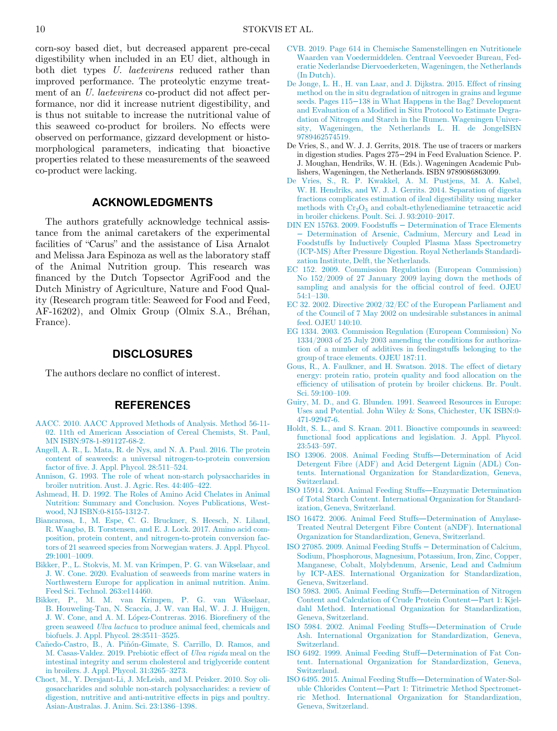corn-soy based diet, but decreased apparent pre-cecal digestibility when included in an EU diet, although in both diet types *U. laetevirens* reduced rather than improved performance. The proteolytic enzyme treatment of an *U. laetevirens* co-product did not affect performance, nor did it increase nutrient digestibility, and is thus not suitable to increase the nutritional value of this seaweed co-product for broilers. No effects were observed on performance, gizzard development or histomorphological parameters, indicating that bioactive properties related to these measurements of the seaweed co-product were lacking.

## ACKNOWLEDGMENTS

The authors gratefully acknowledge technical assistance from the animal caretakers of the experimental facilities of "Carus" and the assistance of Lisa Arnalot and Melissa Jara Espinoza as well as the laboratory staff of the Animal Nutrition group. This research was financed by the Dutch Topsector AgriFood and the Dutch Ministry of Agriculture, Nature and Food Quality (Research program title: Seaweed for Food and Feed, AF-16202), and Olmix Group (Olmix S.A., Bréhan, France).

## DISCLOSURES

The authors declare no conflict of interest.

## REFERENCES

AACC. 2010. AACC Approved Methods of Analysis. Method 56-11-02. 11th ed American Association of Cereal Chemists, St. Paul, MN ISBN:978-1-891127-68-2.

Angell, A. R., L. Mata, R. de Nys, and N. A. Paul. 2016. The protein content of seaweeds: a universal nitrogen-to-protein conversion factor of five. J. Appl. Phycol. 28:511–524.

Annison, G. 1993. The role of wheat non-starch polysaccharides in broiler nutrition. Aust. J. Agric. Res. 44:405–422.

Ashmead, H. D. 1992. The Roles of Amino Acid Chelates in Animal Nutrition: Summary and Conclusion. Noyes Publications, Westwood, NJ ISBN:0-8155-1312-7.

Biancarosa, I., M. Espe, C. G. Bruckner, S. Heesch, N. Liland, R. Waagbø, B. Torstensen, and E. J. Lock. 2017. Amino acid composition, protein content, and nitrogen-to-protein conversion factors of 21 seaweed species from Norwegian waters. J. Appl. Phycol. 29:1001–1009.

Bikker, P., L. Stokvis, M. M. van Krimpen, P. G. van Wikselaar, and J. W. Cone. 2020. Evaluation of seaweeds from marine waters in Northwestern Europe for application in animal nutrition. Anim. Feed Sci. Technol. 263:e114460.

Bikker, P., M. M. van Krimpen, P. G. van Wikselaar, B. Houweling-Tan, N. Scaccia, J. W. van Hal, W. J. J. Huijgen, J. W. Cone, and A. M. López-Contreras. 2016. Biorefinery of the green seaweed *Ulva lactuca* to produce animal feed, chemicals and biofuels. J. Appl. Phycol. 28:3511–3525.

Cañedo-Castro, B., A. Piñón-Gimate, S. Carrillo, D. Ramos, and M. Casas-Valdez. 2019. Prebiotic effect of *Ulva rigida* meal on the intestinal integrity and serum cholesterol and triglyceride content in broilers. J. Appl. Phycol. 31:3265–3273.

Choct, M., Y. Dersjant-Li, J. McLeish, and M. Peisker. 2010. Soy oligosaccharides and soluble non-starch polysaccharides: a review of digestion, nutritive and anti-nutritive effects in pigs and poultry. Asian-Australas. J. Anim. Sci. 23:1386–1398.

CVB. 2019. Page 614 in Chemische Samenstellingen en Nutritionele Waarden van Voedermiddelen. Centraal Veevoeder Bureau, Federatie Nederlandse Diervoederketen, Wageningen, the Netherlands (In Dutch).

De Jonge, L. H., H. van Laar, and J. Dijkstra. 2015. Effect of rinsing method on the in situ degradation of nitrogen in grains and legume seeds. Pages 115−138 in What Happens in the Bag? Development and Evaluation of a Modified in Situ Protocol to Estimate Degradation of Nitrogen and Starch in the Rumen. Wageningen University, Wageningen, the Netherlands L. H. de JongeISBN 9789462574519.

De Vries, S., and W. J. J. Gerrits, 2018. The use of tracers or markers in digestion studies. Pages 275−294 in Feed Evaluation Science. P. J. Moughan, Hendriks, W. H. (Eds.). Wageningen Academic Publishers, Wageningen, the Netherlands. ISBN 9789086863099.

De Vries, S., R. P. Kwakkel, A. M. Pustjens, M. A. Kabel, W. H. Hendriks, and W. J. J. Gerrits. 2014. Separation of digesta fractions complicates estimation of ileal digestibility using marker methods with $Cr_2O_3$ and cobalt-ethylenediamine tetraacetic acid in broiler chickens. Poult. Sci. J. 93:2010–2017.

DIN EN 15763. 2009. Foodstuffs − Determination of Trace Elements − Determination of Arsenic, Cadmium, Mercury and Lead in Foodstuffs by Inductively Coupled Plasma Mass Spectrometry (ICP-MS) After Pressure Digestion. Royal Netherlands Standardization Institute, Delft, the Netherlands.

EC 152. 2009. Commission Regulation (European Commission) No 152/2009 of 27 January 2009 laying down the methods of sampling and analysis for the official control of feed. OJEU 54:1–130.

EC 32. 2002. Directive 2002/32/EC of the European Parliament and of the Council of 7 May 2002 on undesirable substances in animal feed. OJEU 140:10.

EG 1334. 2003. Commission Regulation (European Commission) No 1334/2003 of 25 July 2003 amending the conditions for authorization of a number of additives in feedingstuffs belonging to the group of trace elements. OJEU 187:11.

Gous, R., A. Faulkner, and H. Swatson. 2018. The effect of dietary energy: protein ratio, protein quality and food allocation on the efficiency of utilisation of protein by broiler chickens. Br. Poult. Sci. 59:100–109.

Guiry, M. D., and G. Blunden. 1991. Seaweed Resources in Europe: Uses and Potential. John Wiley & Sons, Chichester, UK ISBN:0-471-92947-6.

Holdt, S. L., and S. Kraan. 2011. Bioactive compounds in seaweed: functional food applications and legislation. J. Appl. Phycol. 23:543–597.

ISO 13906. 2008. Animal Feeding Stuffs—Determination of Acid Detergent Fibre (ADF) and Acid Detergent Lignin (ADL) Contents. International Organization for Standardization, Geneva, Switzerland.

ISO 15914. 2004. Animal Feeding Stuffs—Enzymatic Determination of Total Starch Content. International Organization for Standardization, Geneva, Switzerland.

ISO 16472. 2006. Animal Feed Stuffs—Determination of Amylase-Treated Neutral Detergent Fibre Content (aNDF). International Organization for Standardization, Geneva, Switzerland.

ISO 27085. 2009. Animal Feeding Stuffs − Determination of Calcium, Sodium, Phosphorous, Magnesium, Potassium, Iron, Zinc, Copper, Manganese, Cobalt, Molybdenum, Arsenic, Lead and Cadmium by ICP-AES. International Organization for Standardization, Geneva, Switzerland.

ISO 5983. 2005. Animal Feeding Stuffs—Determination of Nitrogen Content and Calculation of Crude Protein Content—Part 1: Kjeldahl Method. International Organization for Standardization, Geneva, Switzerland.

ISO 5984. 2002. Animal Feeding Stuffs—Determination of Crude Ash. International Organization for Standardization, Geneva, Switzerland.

ISO 6492. 1999. Animal Feeding Stuff—Determination of Fat Content. International Organization for Standardization, Geneva, Switzerland.

ISO 6495. 2015. Animal Feeding Stuffs—Determination of Water-Soluble Chlorides Content—Part 1: Titrimetric Method Spectrometric Method. International Organization for Standardization, Geneva, Switzerland.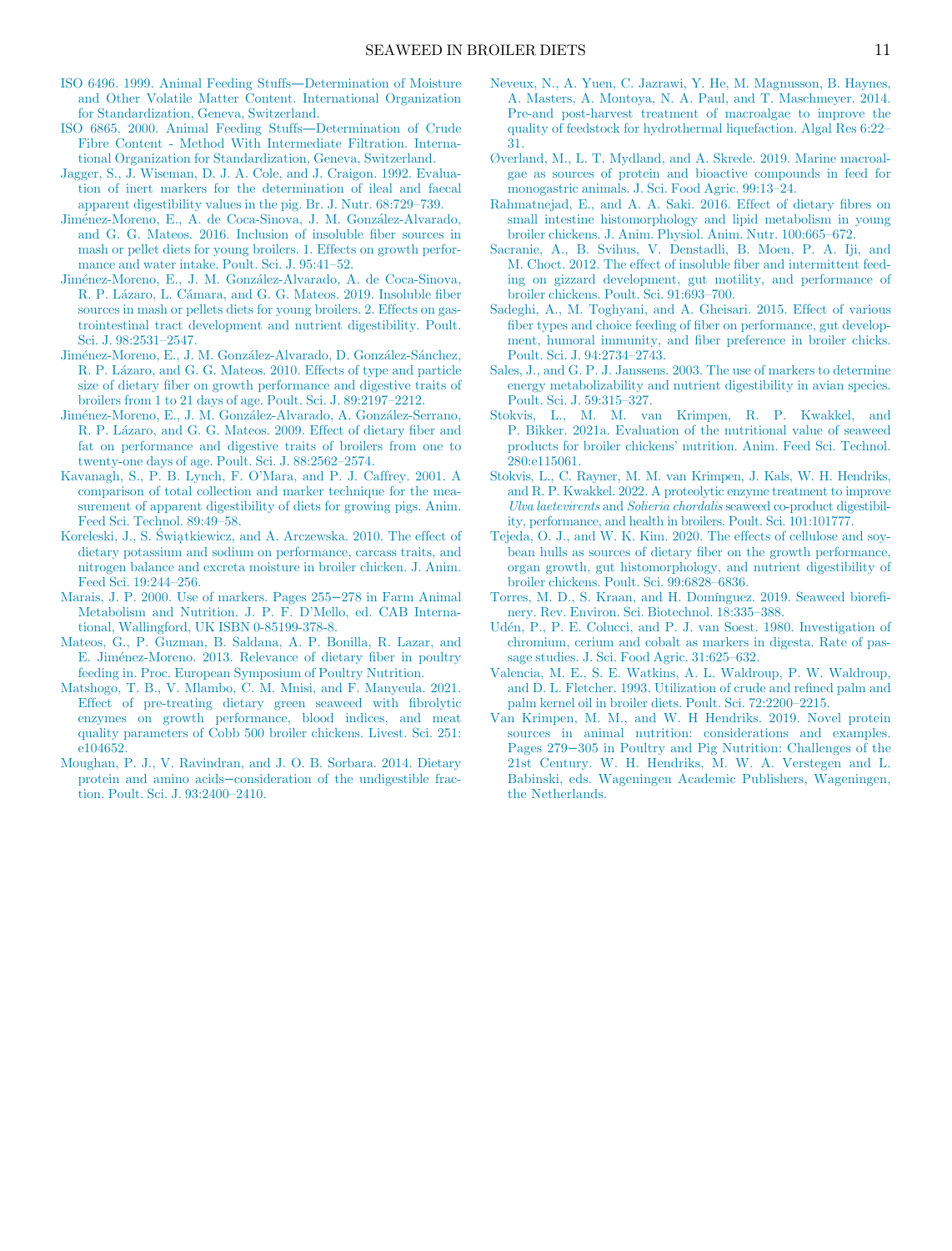ISO 6496. 1999. Animal Feeding Stuffs—Determination of Moisture and Other Volatile Matter Content. International Organization for Standardization, Geneva, Switzerland.

ISO 6865. 2000. Animal Feeding Stuffs—Determination of Crude Fibre Content - Method With Intermediate Filtration. International Organization for Standardization, Geneva, Switzerland.

Jagger, S., J. Wiseman, D. J. A. Cole, and J. Craigon. 1992. Evaluation of inert markers for the determination of ileal and faecal apparent digestibility values in the pig. Br. J. Nutr. 68:729–739.

Jiménez-Moreno, E., A. de Coca-Sinova, J. M. González-Alvarado, and G. G. Mateos. 2016. Inclusion of insoluble fiber sources in mash or pellet diets for young broilers. 1. Effects on growth performance and water intake. Poult. Sci. J. 95:41–52.

Jiménez-Moreno, E., J. M. González-Alvarado, A. de Coca-Sinova, R. P. Lázaro, L. Cámara, and G. G. Mateos. 2019. Insoluble fiber sources in mash or pellets diets for young broilers. 2. Effects on gastrointestinal tract development and nutrient digestibility. Poult. Sci. J. 98:2531–2547.

Jiménez-Moreno, E., J. M. González-Alvarado, D. González-Sánchez, R. P. Lázaro, and G. G. Mateos. 2010. Effects of type and particle size of dietary fiber on growth performance and digestive traits of broilers from 1 to 21 days of age. Poult. Sci. J. 89:2197–2212.

Jiménez-Moreno, E., J. M. González-Alvarado, A. González-Serrano, R. P. Lázaro, and G. G. Mateos. 2009. Effect of dietary fiber and fat on performance and digestive traits of broilers from one to twenty-one days of age. Poult. Sci. J. 88:2562–2574.

Kavanagh, S., P. B. Lynch, F. O'Mara, and P. J. Caffrey. 2001. A comparison of total collection and marker technique for the measurement of apparent digestibility of diets for growing pigs. Anim. Feed Sci. Technol. 89:49–58.

Koreleski, J., S. Świątkiewicz, and A. Arczewska. 2010. The effect of dietary potassium and sodium on performance, carcass traits, and nitrogen balance and excreta moisture in broiler chicken. J. Anim. Feed Sci. 19:244–256.

Marais, J. P. 2000. Use of markers. Pages 255−278 in Farm Animal Metabolism and Nutrition. J. P. F. D'Mello, ed. CAB International, Wallingford, UK ISBN 0-85199-378-8.

Mateos, G., P. Guzman, B. Saldana, A. P. Bonilla, R. Lazar, and E. Jiménez-Moreno. 2013. Relevance of dietary fiber in poultry feeding in. Proc. European Symposium of Poultry Nutrition.

Matshogo, T. B., V. Mlambo, C. M. Mnisi, and F. Manyeula. 2021. Effect of pre-treating dietary green seaweed with fibrolytic enzymes on growth performance, blood indices, and meat quality parameters of Cobb 500 broiler chickens. Livest. Sci. 251: e104652.

Moughan, P. J., V. Ravindran, and J. O. B. Sorbara. 2014. Dietary protein and amino acids−consideration of the undigestible fraction. Poult. Sci. J. 93:2400–2410.

Neveux, N., A. Yuen, C. Jazrawi, Y. He, M. Magnusson, B. Haynes, A. Masters, A. Montoya, N. A. Paul, and T. Maschmeyer. 2014. Pre-and post-harvest treatment of macroalgae to improve the quality of feedstock for hydrothermal liquefaction. Algal Res 6:22–31.

Øverland, M., L. T. Mydland, and A. Skrede. 2019. Marine macroalgae as sources of protein and bioactive compounds in feed for monogastric animals. J. Sci. Food Agric. 99:13–24.

Rahmatnejad, E., and A. A. Saki. 2016. Effect of dietary fibres on small intestine histomorphology and lipid metabolism in young broiler chickens. J. Anim. Physiol. Anim. Nutr. 100:665–672.

Sacranie, A., B. Svihus, V. Denstadli, B. Moen, P. A. Iji, and M. Choct. 2012. The effect of insoluble fiber and intermittent feeding on gizzard development, gut motility, and performance of broiler chickens. Poult. Sci. 91:693–700.

Sadeghi, A., M. Toghyani, and A. Gheisari. 2015. Effect of various fiber types and choice feeding of fiber on performance, gut development, humoral immunity, and fiber preference in broiler chicks. Poult. Sci. J. 94:2734–2743.

Sales, J., and G. P. J. Janssens. 2003. The use of markers to determine energy metabolizability and nutrient digestibility in avian species. Poult. Sci. J. 59:315–327.

Stokvis, L., M. M. van Krimpen, R. P. Kwakkel, and P. Bikker. 2021a. Evaluation of the nutritional value of seaweed products for broiler chickens' nutrition. Anim. Feed Sci. Technol. 280:e115061.

Stokvis, L., C. Rayner, M. M. van Krimpen, J. Kals, W. H. Hendriks, and R. P. Kwakkel. 2022. A proteolytic enzyme treatment to improve *Ulva laetevirents* and *Solieria chordalis* seaweed co-product digestibility, performance, and health in broilers. Poult. Sci. 101:101777.

Tejeda, O. J., and W. K. Kim. 2020. The effects of cellulose and soybean hulls as sources of dietary fiber on the growth performance, organ growth, gut histomorphology, and nutrient digestibility of broiler chickens. Poult. Sci. 99:6828–6836.

Torres, M. D., S. Kraan, and H. Domínguez. 2019. Seaweed biorefinery. Rev. Environ. Sci. Biotechnol. 18:335–388.

Udén, P., P. E. Colucci, and P. J. van Soest. 1980. Investigation of chromium, cerium and cobalt as markers in digesta. Rate of passage studies. J. Sci. Food Agric. 31:625–632.

Valencia, M. E., S. E. Watkins, A. L. Waldroup, P. W. Waldroup, and D. L. Fletcher. 1993. Utilization of crude and refined palm and palm kernel oil in broiler diets. Poult. Sci. 72:2200–2215.

Van Krimpen, M. M., and W. H Hendriks. 2019. Novel protein sources in animal nutrition: considerations and examples. Pages 279−305 in Poultry and Pig Nutrition: Challenges of the 21st Century. W. H. Hendriks, M. W. A. Verstegen and L. Babinski, eds. Wageningen Academic Publishers, Wageningen, the Netherlands.